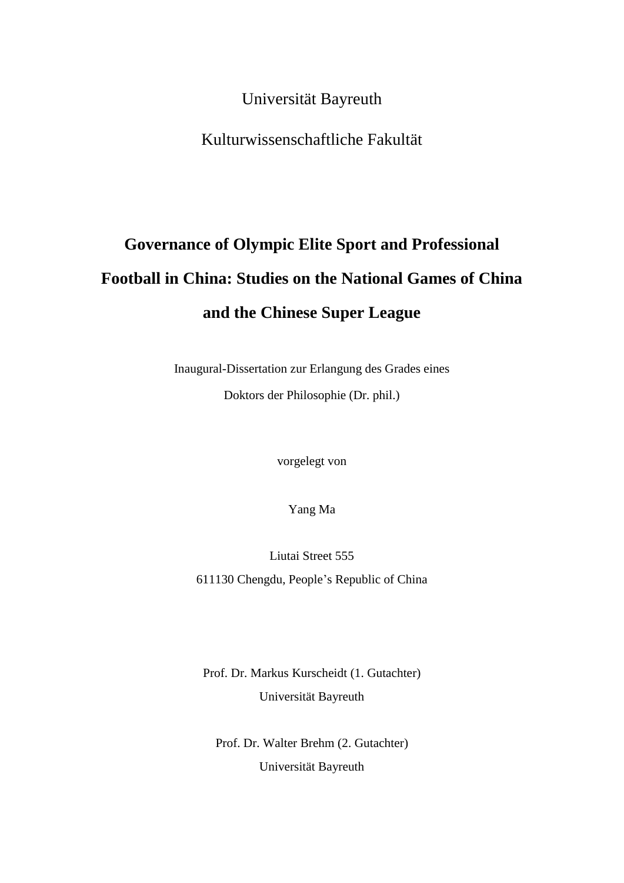Universität Bayreuth

Kulturwissenschaftliche Fakultät

# Governance of Olympic Elite Sport and Professional Football in China: Studies on the National Games of China and the Chinese Super League

Inaugural-Dissertation zur Erlangung des Grades eines

Doktors der Philosophie (Dr. phil.)

vorgelegt von

Yang Ma

Liutai Street 555

611130 Chengdu, People's Republic of China

Prof. Dr. Markus Kurscheidt (1. Gutachter)

Universität Bayreuth

Prof. Dr. Walter Brehm (2. Gutachter)

Universität Bayreuth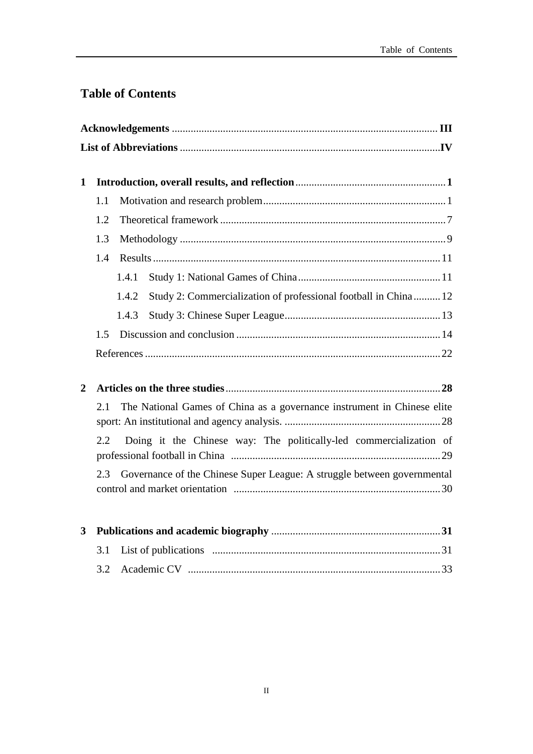## Table of Contents

**Acknowledgements** .......... **III**

**List of Abbreviations** .......... **IV**

**1 Introduction, overall results, and reflection** .......... **1**

- 1.1 Motivation and research problem .......... 1
- 1.2 Theoretical framework .......... 7
- 1.3 Methodology .......... 9
- 1.4 Results .......... 11
  - 1.4.1 Study 1: National Games of China .......... 11
  - 1.4.2 Study 2: Commercialization of professional football in China .......... 12
  - 1.4.3 Study 3: Chinese Super League .......... 13
- 1.5 Discussion and conclusion .......... 14
- References .......... 22

**2 Articles on the three studies** .......... **28**

- 2.1 The National Games of China as a governance instrument in Chinese elite sport: An institutional and agency analysis. .......... 28
- 2.2 Doing it the Chinese way: The politically-led commercialization of professional football in China .......... 29
- 2.3 Governance of the Chinese Super League: A struggle between governmental control and market orientation .......... 30

**3 Publications and academic biography** .......... **31**

- 3.1 List of publications .......... 31
- 3.2 Academic CV .......... 33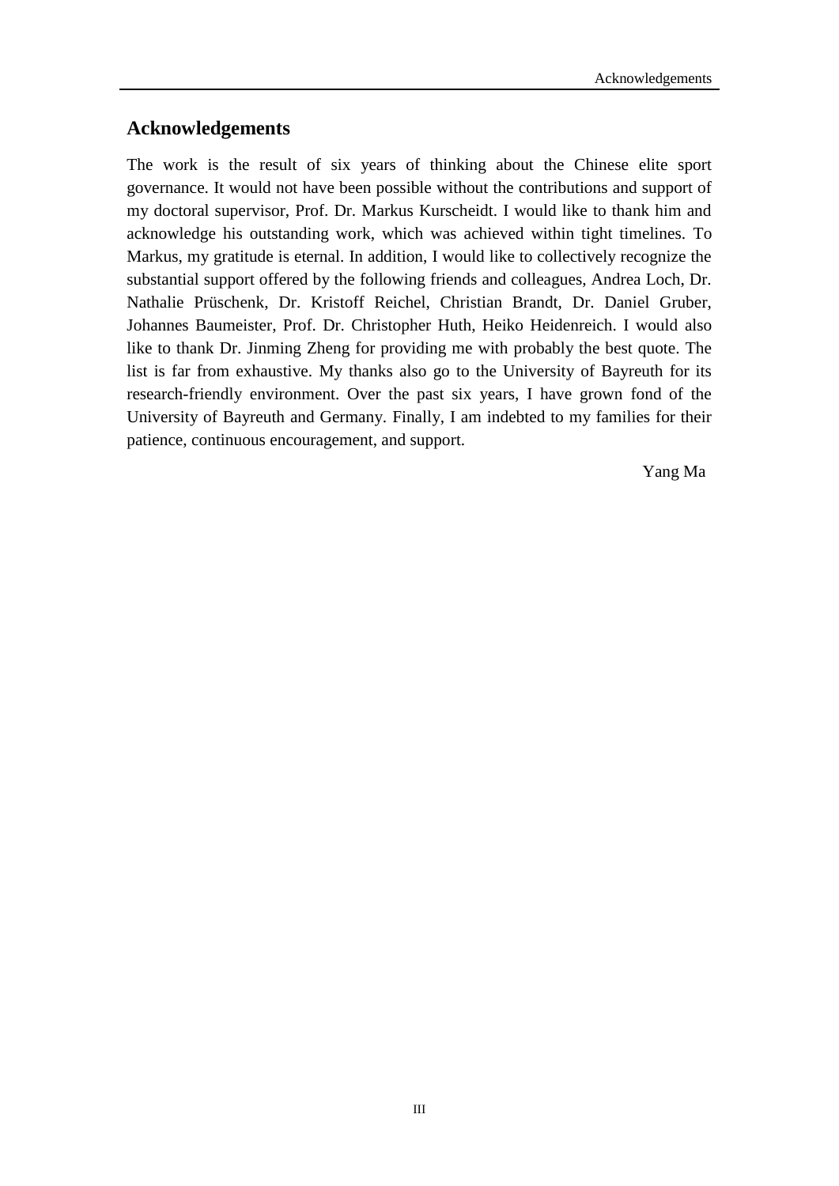## Acknowledgements

The work is the result of six years of thinking about the Chinese elite sport governance. It would not have been possible without the contributions and support of my doctoral supervisor, Prof. Dr. Markus Kurscheidt. I would like to thank him and acknowledge his outstanding work, which was achieved within tight timelines. To Markus, my gratitude is eternal. In addition, I would like to collectively recognize the substantial support offered by the following friends and colleagues, Andrea Loch, Dr. Nathalie Prüschenk, Dr. Kristoff Reichel, Christian Brandt, Dr. Daniel Gruber, Johannes Baumeister, Prof. Dr. Christopher Huth, Heiko Heidenreich. I would also like to thank Dr. Jinming Zheng for providing me with probably the best quote. The list is far from exhaustive. My thanks also go to the University of Bayreuth for its research-friendly environment. Over the past six years, I have grown fond of the University of Bayreuth and Germany. Finally, I am indebted to my families for their patience, continuous encouragement, and support.

Yang Ma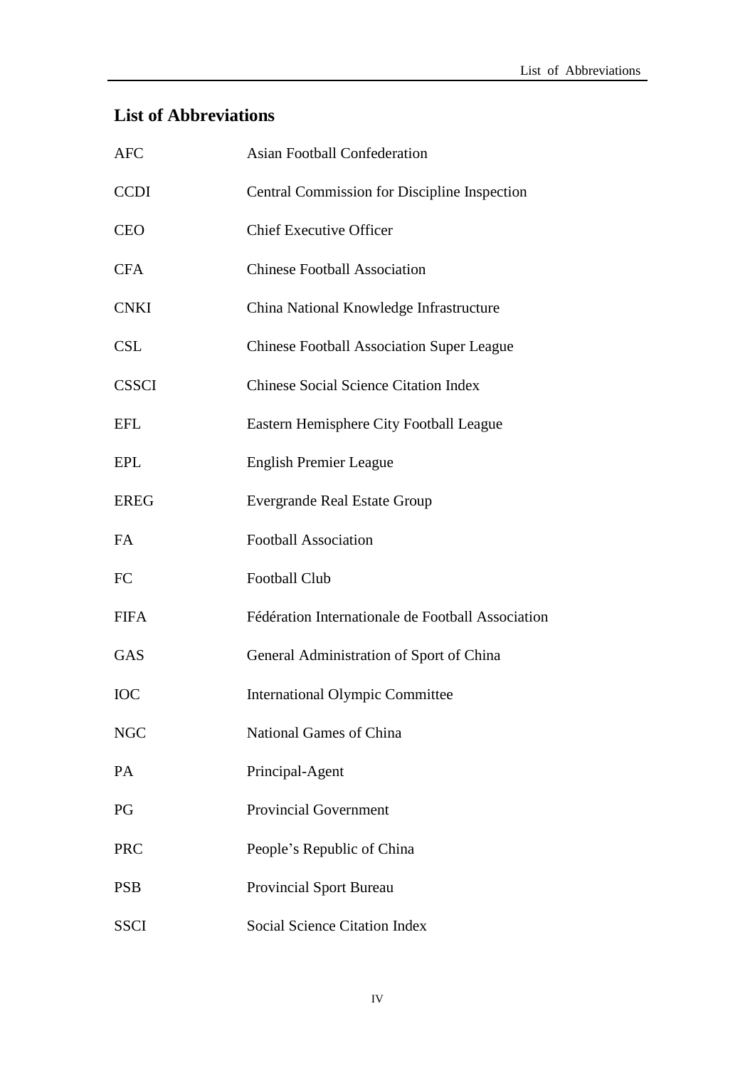## List of Abbreviations

| | |
|---|---|
| AFC | Asian Football Confederation |
| CCDI | Central Commission for Discipline Inspection |
| CEO | Chief Executive Officer |
| CFA | Chinese Football Association |
| CNKI | China National Knowledge Infrastructure |
| CSL | Chinese Football Association Super League |
| CSSCI | Chinese Social Science Citation Index |
| EFL | Eastern Hemisphere City Football League |
| EPL | English Premier League |
| EREG | Evergrande Real Estate Group |
| FA | Football Association |
| FC | Football Club |
| FIFA | Fédération Internationale de Football Association |
| GAS | General Administration of Sport of China |
| IOC | International Olympic Committee |
| NGC | National Games of China |
| PA | Principal-Agent |
| PG | Provincial Government |
| PRC | People's Republic of China |
| PSB | Provincial Sport Bureau |
| SSCI | Social Science Citation Index |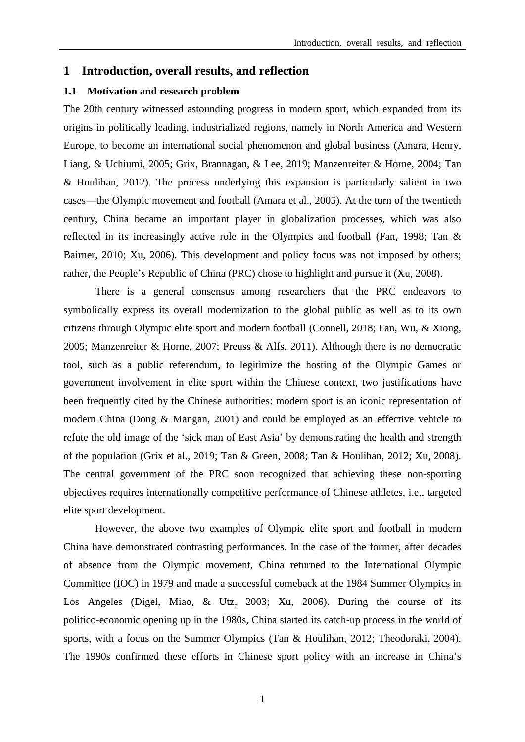# 1 Introduction, overall results, and reflection

## 1.1 Motivation and research problem

The 20th century witnessed astounding progress in modern sport, which expanded from its origins in politically leading, industrialized regions, namely in North America and Western Europe, to become an international social phenomenon and global business (Amara, Henry, Liang, & Uchiumi, 2005; Grix, Brannagan, & Lee, 2019; Manzenreiter & Horne, 2004; Tan & Houlihan, 2012). The process underlying this expansion is particularly salient in two cases—the Olympic movement and football (Amara et al., 2005). At the turn of the twentieth century, China became an important player in globalization processes, which was also reflected in its increasingly active role in the Olympics and football (Fan, 1998; Tan & Bairner, 2010; Xu, 2006). This development and policy focus was not imposed by others; rather, the People's Republic of China (PRC) chose to highlight and pursue it (Xu, 2008).

There is a general consensus among researchers that the PRC endeavors to symbolically express its overall modernization to the global public as well as to its own citizens through Olympic elite sport and modern football (Connell, 2018; Fan, Wu, & Xiong, 2005; Manzenreiter & Horne, 2007; Preuss & Alfs, 2011). Although there is no democratic tool, such as a public referendum, to legitimize the hosting of the Olympic Games or government involvement in elite sport within the Chinese context, two justifications have been frequently cited by the Chinese authorities: modern sport is an iconic representation of modern China (Dong & Mangan, 2001) and could be employed as an effective vehicle to refute the old image of the 'sick man of East Asia' by demonstrating the health and strength of the population (Grix et al., 2019; Tan & Green, 2008; Tan & Houlihan, 2012; Xu, 2008). The central government of the PRC soon recognized that achieving these non-sporting objectives requires internationally competitive performance of Chinese athletes, i.e., targeted elite sport development.

However, the above two examples of Olympic elite sport and football in modern China have demonstrated contrasting performances. In the case of the former, after decades of absence from the Olympic movement, China returned to the International Olympic Committee (IOC) in 1979 and made a successful comeback at the 1984 Summer Olympics in Los Angeles (Digel, Miao, & Utz, 2003; Xu, 2006). During the course of its politico-economic opening up in the 1980s, China started its catch-up process in the world of sports, with a focus on the Summer Olympics (Tan & Houlihan, 2012; Theodoraki, 2004). The 1990s confirmed these efforts in Chinese sport policy with an increase in China's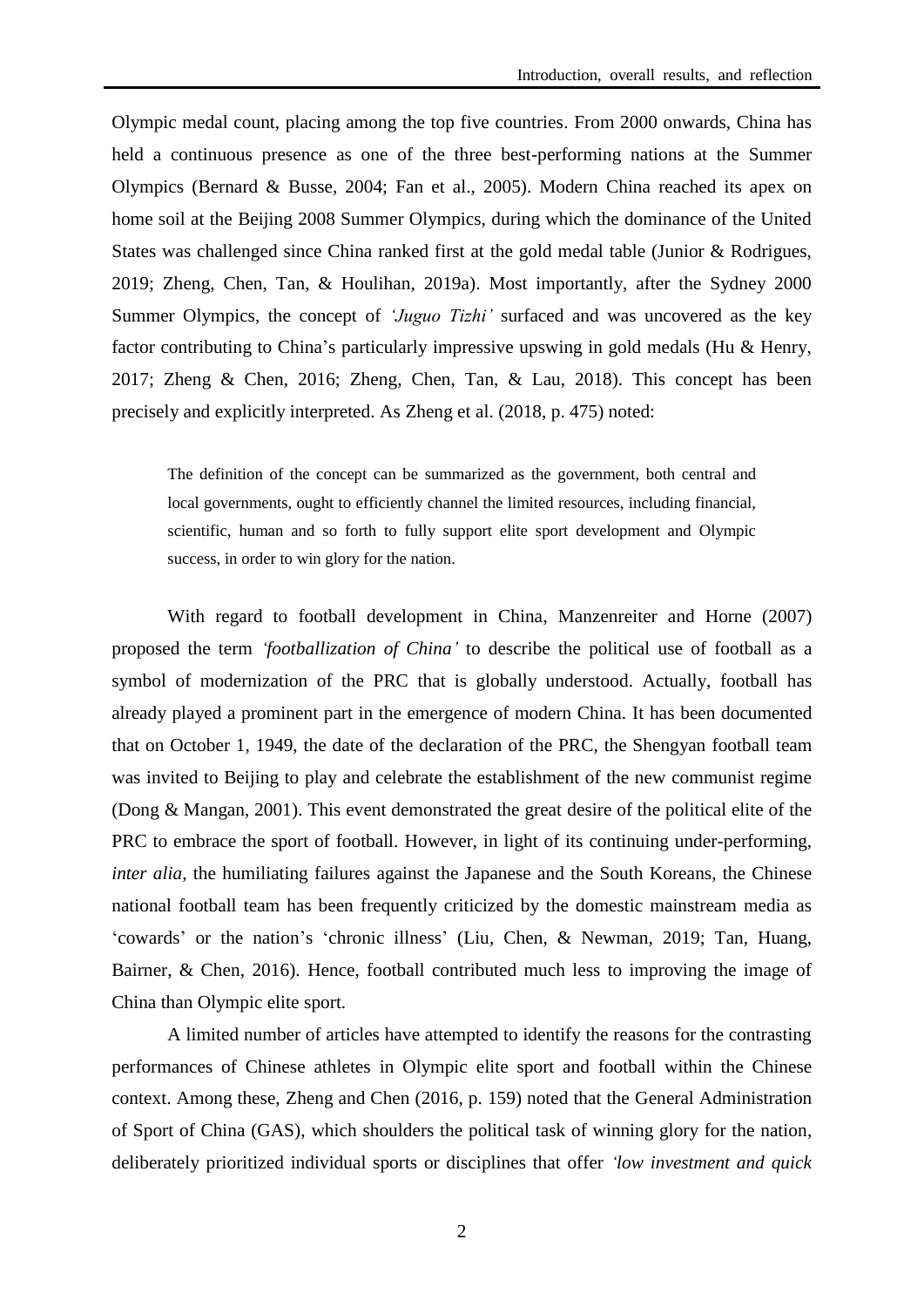Olympic medal count, placing among the top five countries. From 2000 onwards, China has held a continuous presence as one of the three best-performing nations at the Summer Olympics (Bernard & Busse, 2004; Fan et al., 2005). Modern China reached its apex on home soil at the Beijing 2008 Summer Olympics, during which the dominance of the United States was challenged since China ranked first at the gold medal table (Junior & Rodrigues, 2019; Zheng, Chen, Tan, & Houlihan, 2019a). Most importantly, after the Sydney 2000 Summer Olympics, the concept of *'Juguo Tizhi'* surfaced and was uncovered as the key factor contributing to China's particularly impressive upswing in gold medals (Hu & Henry, 2017; Zheng & Chen, 2016; Zheng, Chen, Tan, & Lau, 2018). This concept has been precisely and explicitly interpreted. As Zheng et al. (2018, p. 475) noted:

> The definition of the concept can be summarized as the government, both central and local governments, ought to efficiently channel the limited resources, including financial, scientific, human and so forth to fully support elite sport development and Olympic success, in order to win glory for the nation.

With regard to football development in China, Manzenreiter and Horne (2007) proposed the term *'footballization of China'* to describe the political use of football as a symbol of modernization of the PRC that is globally understood. Actually, football has already played a prominent part in the emergence of modern China. It has been documented that on October 1, 1949, the date of the declaration of the PRC, the Shengyan football team was invited to Beijing to play and celebrate the establishment of the new communist regime (Dong & Mangan, 2001). This event demonstrated the great desire of the political elite of the PRC to embrace the sport of football. However, in light of its continuing under-performing, *inter alia*, the humiliating failures against the Japanese and the South Koreans, the Chinese national football team has been frequently criticized by the domestic mainstream media as 'cowards' or the nation's 'chronic illness' (Liu, Chen, & Newman, 2019; Tan, Huang, Bairner, & Chen, 2016). Hence, football contributed much less to improving the image of China than Olympic elite sport.

A limited number of articles have attempted to identify the reasons for the contrasting performances of Chinese athletes in Olympic elite sport and football within the Chinese context. Among these, Zheng and Chen (2016, p. 159) noted that the General Administration of Sport of China (GAS), which shoulders the political task of winning glory for the nation, deliberately prioritized individual sports or disciplines that offer *'low investment and quick*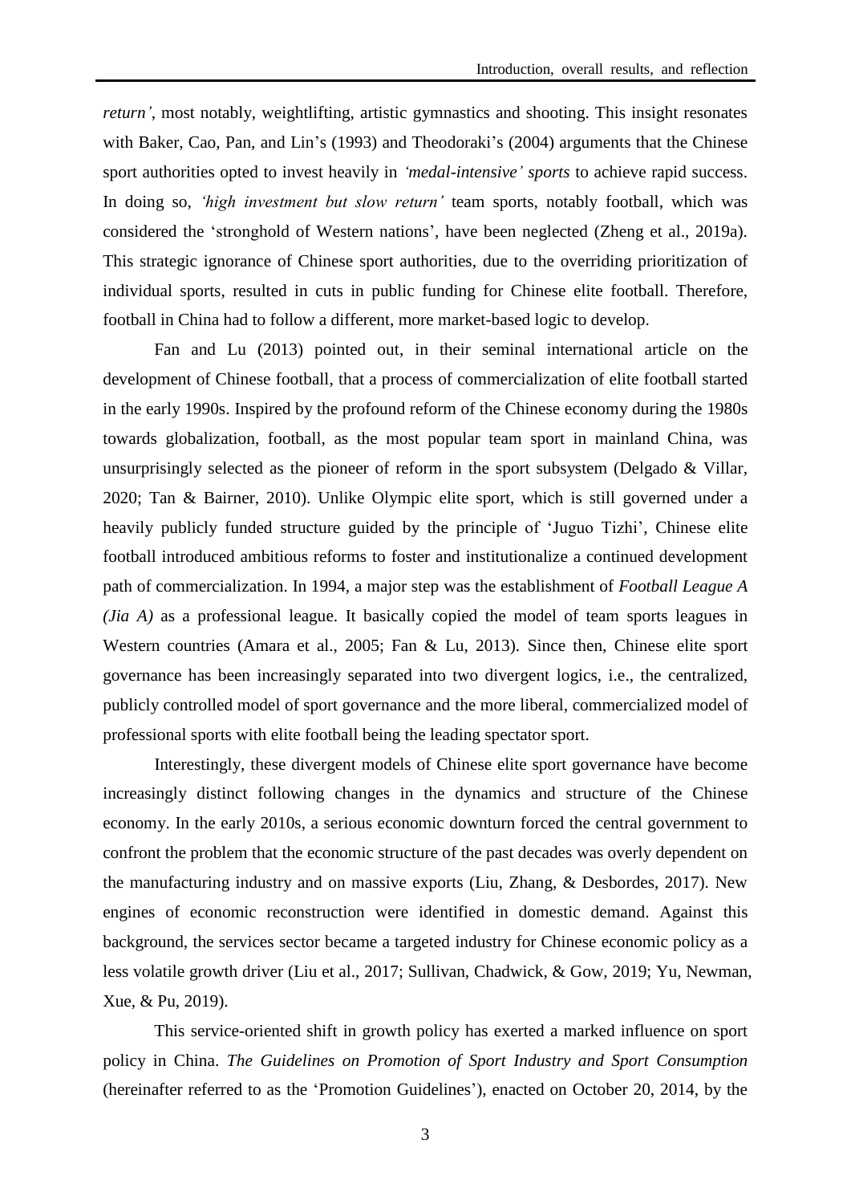*return'*, most notably, weightlifting, artistic gymnastics and shooting. This insight resonates with Baker, Cao, Pan, and Lin's (1993) and Theodoraki's (2004) arguments that the Chinese sport authorities opted to invest heavily in *'medal-intensive' sports* to achieve rapid success. In doing so, *'high investment but slow return'* team sports, notably football, which was considered the 'stronghold of Western nations', have been neglected (Zheng et al., 2019a). This strategic ignorance of Chinese sport authorities, due to the overriding prioritization of individual sports, resulted in cuts in public funding for Chinese elite football. Therefore, football in China had to follow a different, more market-based logic to develop.

Fan and Lu (2013) pointed out, in their seminal international article on the development of Chinese football, that a process of commercialization of elite football started in the early 1990s. Inspired by the profound reform of the Chinese economy during the 1980s towards globalization, football, as the most popular team sport in mainland China, was unsurprisingly selected as the pioneer of reform in the sport subsystem (Delgado & Villar, 2020; Tan & Bairner, 2010). Unlike Olympic elite sport, which is still governed under a heavily publicly funded structure guided by the principle of 'Juguo Tizhi', Chinese elite football introduced ambitious reforms to foster and institutionalize a continued development path of commercialization. In 1994, a major step was the establishment of *Football League A (Jia A)* as a professional league. It basically copied the model of team sports leagues in Western countries (Amara et al., 2005; Fan & Lu, 2013). Since then, Chinese elite sport governance has been increasingly separated into two divergent logics, i.e., the centralized, publicly controlled model of sport governance and the more liberal, commercialized model of professional sports with elite football being the leading spectator sport.

Interestingly, these divergent models of Chinese elite sport governance have become increasingly distinct following changes in the dynamics and structure of the Chinese economy. In the early 2010s, a serious economic downturn forced the central government to confront the problem that the economic structure of the past decades was overly dependent on the manufacturing industry and on massive exports (Liu, Zhang, & Desbordes, 2017). New engines of economic reconstruction were identified in domestic demand. Against this background, the services sector became a targeted industry for Chinese economic policy as a less volatile growth driver (Liu et al., 2017; Sullivan, Chadwick, & Gow, 2019; Yu, Newman, Xue, & Pu, 2019).

This service-oriented shift in growth policy has exerted a marked influence on sport policy in China. *The Guidelines on Promotion of Sport Industry and Sport Consumption* (hereinafter referred to as the 'Promotion Guidelines'), enacted on October 20, 2014, by the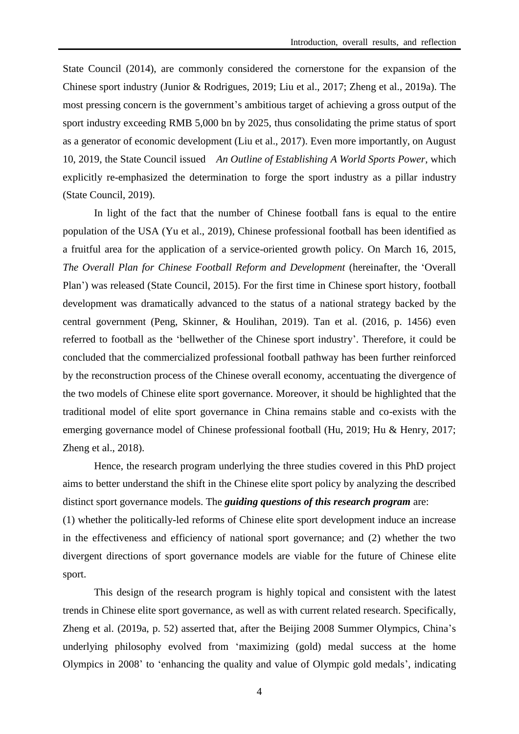State Council (2014), are commonly considered the cornerstone for the expansion of the Chinese sport industry (Junior & Rodrigues, 2019; Liu et al., 2017; Zheng et al., 2019a). The most pressing concern is the government's ambitious target of achieving a gross output of the sport industry exceeding RMB 5,000 bn by 2025, thus consolidating the prime status of sport as a generator of economic development (Liu et al., 2017). Even more importantly, on August 10, 2019, the State Council issued *An Outline of Establishing A World Sports Power*, which explicitly re-emphasized the determination to forge the sport industry as a pillar industry (State Council, 2019).

In light of the fact that the number of Chinese football fans is equal to the entire population of the USA (Yu et al., 2019), Chinese professional football has been identified as a fruitful area for the application of a service-oriented growth policy. On March 16, 2015, *The Overall Plan for Chinese Football Reform and Development* (hereinafter, the 'Overall Plan') was released (State Council, 2015). For the first time in Chinese sport history, football development was dramatically advanced to the status of a national strategy backed by the central government (Peng, Skinner, & Houlihan, 2019). Tan et al. (2016, p. 1456) even referred to football as the 'bellwether of the Chinese sport industry'. Therefore, it could be concluded that the commercialized professional football pathway has been further reinforced by the reconstruction process of the Chinese overall economy, accentuating the divergence of the two models of Chinese elite sport governance. Moreover, it should be highlighted that the traditional model of elite sport governance in China remains stable and co-exists with the emerging governance model of Chinese professional football (Hu, 2019; Hu & Henry, 2017; Zheng et al., 2018).

Hence, the research program underlying the three studies covered in this PhD project aims to better understand the shift in the Chinese elite sport policy by analyzing the described distinct sport governance models. The ***guiding questions of this research program*** are: (1) whether the politically-led reforms of Chinese elite sport development induce an increase in the effectiveness and efficiency of national sport governance; and (2) whether the two divergent directions of sport governance models are viable for the future of Chinese elite sport.

This design of the research program is highly topical and consistent with the latest trends in Chinese elite sport governance, as well as with current related research. Specifically, Zheng et al. (2019a, p. 52) asserted that, after the Beijing 2008 Summer Olympics, China's underlying philosophy evolved from 'maximizing (gold) medal success at the home Olympics in 2008' to 'enhancing the quality and value of Olympic gold medals', indicating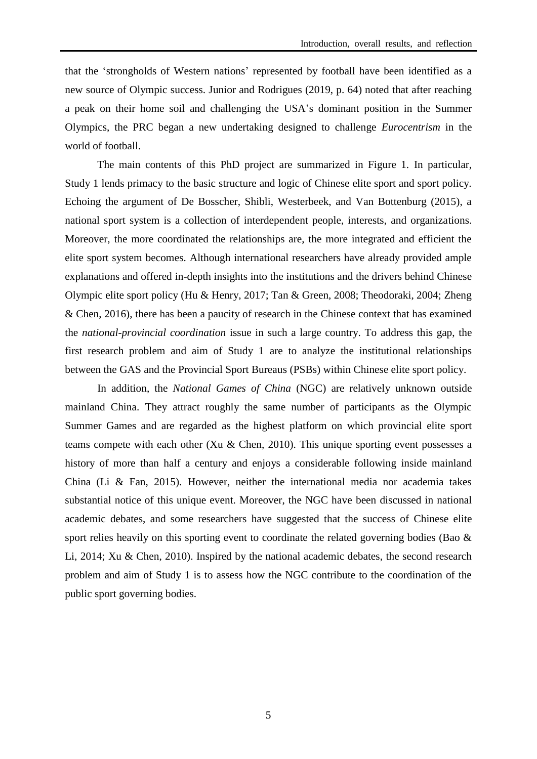that the 'strongholds of Western nations' represented by football have been identified as a new source of Olympic success. Junior and Rodrigues (2019, p. 64) noted that after reaching a peak on their home soil and challenging the USA's dominant position in the Summer Olympics, the PRC began a new undertaking designed to challenge *Eurocentrism* in the world of football.

The main contents of this PhD project are summarized in Figure 1. In particular, Study 1 lends primacy to the basic structure and logic of Chinese elite sport and sport policy. Echoing the argument of De Bosscher, Shibli, Westerbeek, and Van Bottenburg (2015), a national sport system is a collection of interdependent people, interests, and organizations. Moreover, the more coordinated the relationships are, the more integrated and efficient the elite sport system becomes. Although international researchers have already provided ample explanations and offered in-depth insights into the institutions and the drivers behind Chinese Olympic elite sport policy (Hu & Henry, 2017; Tan & Green, 2008; Theodoraki, 2004; Zheng & Chen, 2016), there has been a paucity of research in the Chinese context that has examined the *national-provincial coordination* issue in such a large country. To address this gap, the first research problem and aim of Study 1 are to analyze the institutional relationships between the GAS and the Provincial Sport Bureaus (PSBs) within Chinese elite sport policy.

In addition, the *National Games of China* (NGC) are relatively unknown outside mainland China. They attract roughly the same number of participants as the Olympic Summer Games and are regarded as the highest platform on which provincial elite sport teams compete with each other (Xu & Chen, 2010). This unique sporting event possesses a history of more than half a century and enjoys a considerable following inside mainland China (Li & Fan, 2015). However, neither the international media nor academia takes substantial notice of this unique event. Moreover, the NGC have been discussed in national academic debates, and some researchers have suggested that the success of Chinese elite sport relies heavily on this sporting event to coordinate the related governing bodies (Bao & Li, 2014; Xu & Chen, 2010). Inspired by the national academic debates, the second research problem and aim of Study 1 is to assess how the NGC contribute to the coordination of the public sport governing bodies.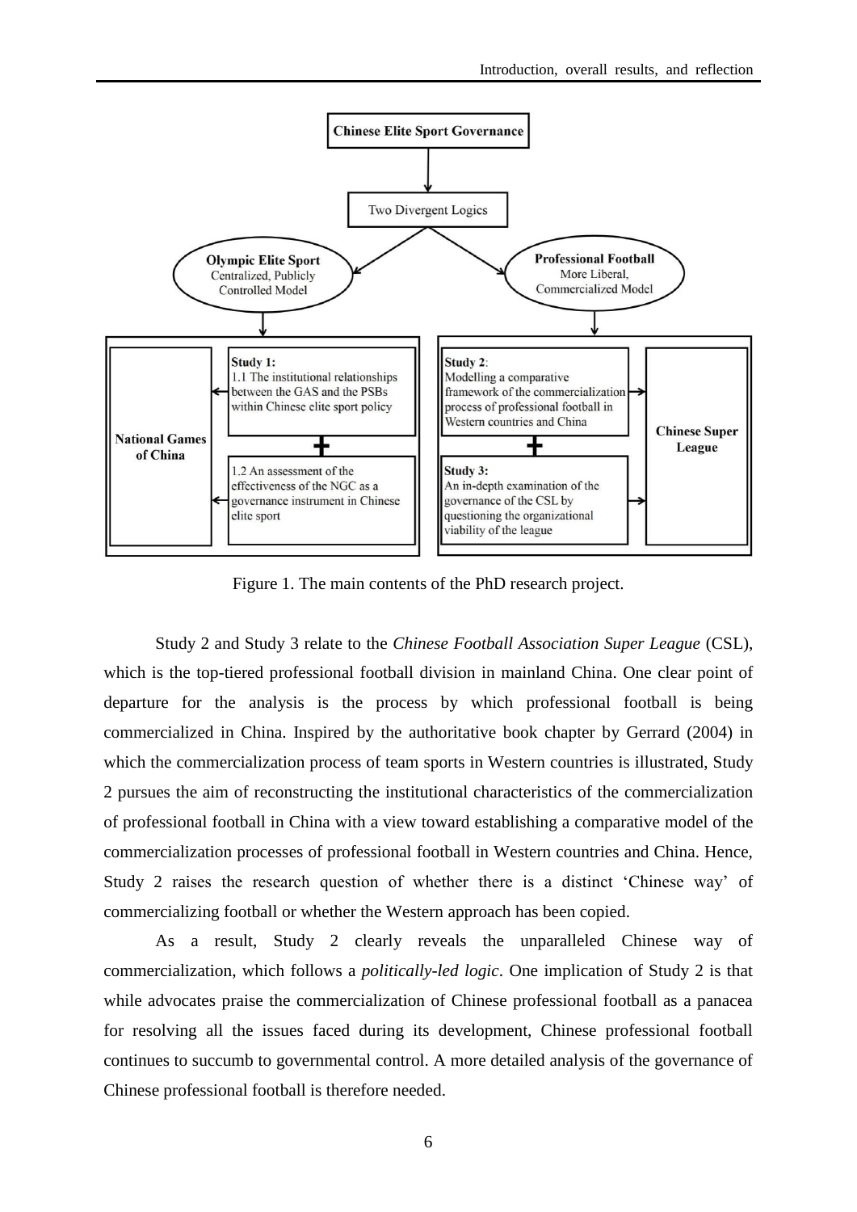**Chinese Elite Sport Governance**

Two Divergent Logics

**Olympic Elite Sport**
Centralized, Publicly Controlled Model

**Professional Football**
More Liberal, Commercialized Model

**National Games of China**

**Study 1:**
1.1 The institutional relationships between the GAS and the PSBs within Chinese elite sport policy

1.2 An assessment of the effectiveness of the NGC as a governance instrument in Chinese elite sport

**Study 2**:
Modelling a comparative framework of the commercialization process of professional football in Western countries and China

**Study 3:**
An in-depth examination of the governance of the CSL by questioning the organizational viability of the league

**Chinese Super League**

Figure 1. The main contents of the PhD research project.

Study 2 and Study 3 relate to the *Chinese Football Association Super League* (CSL), which is the top-tiered professional football division in mainland China. One clear point of departure for the analysis is the process by which professional football is being commercialized in China. Inspired by the authoritative book chapter by Gerrard (2004) in which the commercialization process of team sports in Western countries is illustrated, Study 2 pursues the aim of reconstructing the institutional characteristics of the commercialization of professional football in China with a view toward establishing a comparative model of the commercialization processes of professional football in Western countries and China. Hence, Study 2 raises the research question of whether there is a distinct 'Chinese way' of commercializing football or whether the Western approach has been copied.

As a result, Study 2 clearly reveals the unparalleled Chinese way of commercialization, which follows a *politically-led logic*. One implication of Study 2 is that while advocates praise the commercialization of Chinese professional football as a panacea for resolving all the issues faced during its development, Chinese professional football continues to succumb to governmental control. A more detailed analysis of the governance of Chinese professional football is therefore needed.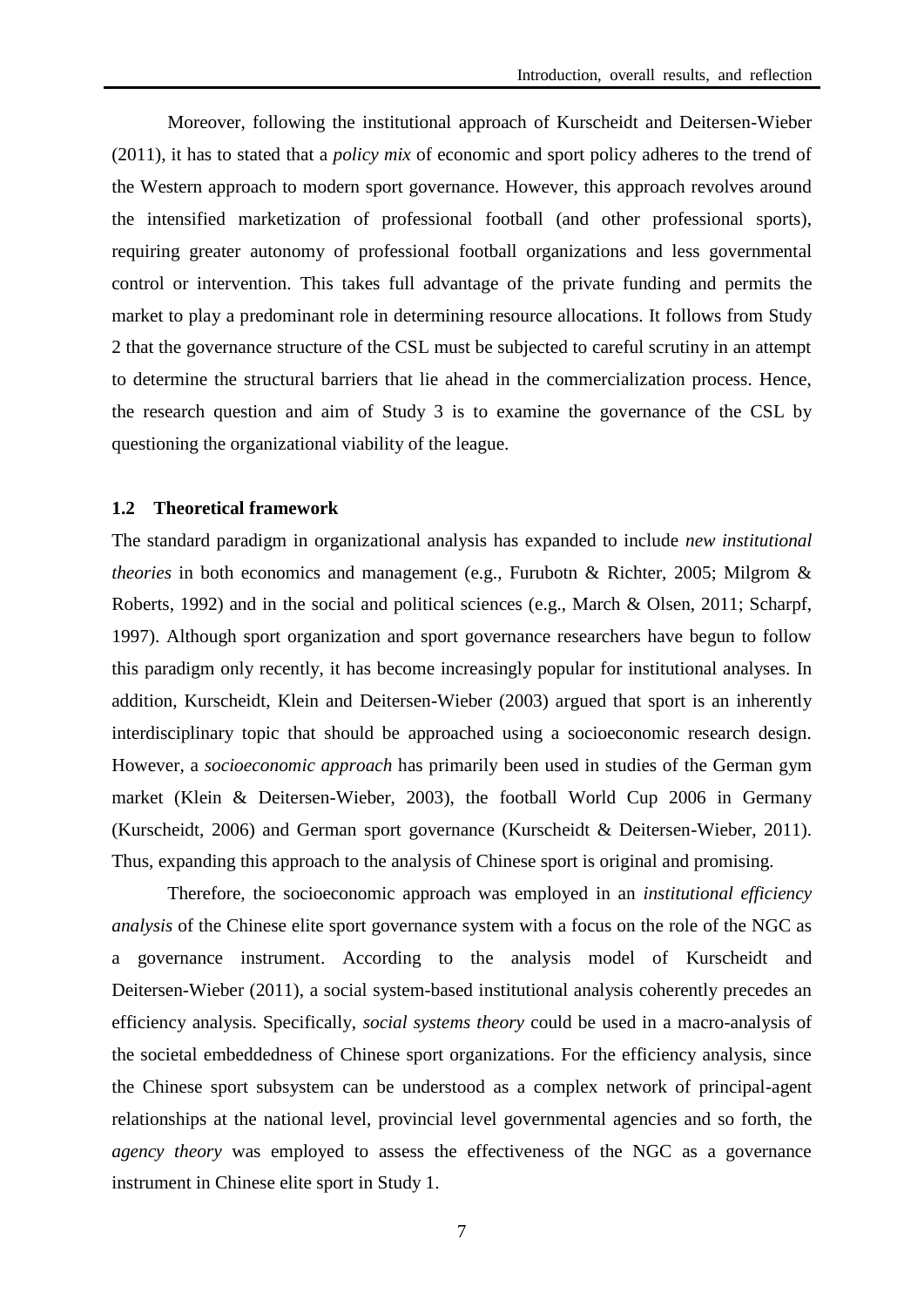Moreover, following the institutional approach of Kurscheidt and Deitersen-Wieber (2011), it has to stated that a *policy mix* of economic and sport policy adheres to the trend of the Western approach to modern sport governance. However, this approach revolves around the intensified marketization of professional football (and other professional sports), requiring greater autonomy of professional football organizations and less governmental control or intervention. This takes full advantage of the private funding and permits the market to play a predominant role in determining resource allocations. It follows from Study 2 that the governance structure of the CSL must be subjected to careful scrutiny in an attempt to determine the structural barriers that lie ahead in the commercialization process. Hence, the research question and aim of Study 3 is to examine the governance of the CSL by questioning the organizational viability of the league.

### 1.2 Theoretical framework

The standard paradigm in organizational analysis has expanded to include *new institutional theories* in both economics and management (e.g., Furubotn & Richter, 2005; Milgrom & Roberts, 1992) and in the social and political sciences (e.g., March & Olsen, 2011; Scharpf, 1997). Although sport organization and sport governance researchers have begun to follow this paradigm only recently, it has become increasingly popular for institutional analyses. In addition, Kurscheidt, Klein and Deitersen-Wieber (2003) argued that sport is an inherently interdisciplinary topic that should be approached using a socioeconomic research design. However, a *socioeconomic approach* has primarily been used in studies of the German gym market (Klein & Deitersen-Wieber, 2003), the football World Cup 2006 in Germany (Kurscheidt, 2006) and German sport governance (Kurscheidt & Deitersen-Wieber, 2011). Thus, expanding this approach to the analysis of Chinese sport is original and promising.

Therefore, the socioeconomic approach was employed in an *institutional efficiency analysis* of the Chinese elite sport governance system with a focus on the role of the NGC as a governance instrument. According to the analysis model of Kurscheidt and Deitersen-Wieber (2011), a social system-based institutional analysis coherently precedes an efficiency analysis. Specifically, *social systems theory* could be used in a macro-analysis of the societal embeddedness of Chinese sport organizations. For the efficiency analysis, since the Chinese sport subsystem can be understood as a complex network of principal-agent relationships at the national level, provincial level governmental agencies and so forth, the *agency theory* was employed to assess the effectiveness of the NGC as a governance instrument in Chinese elite sport in Study 1.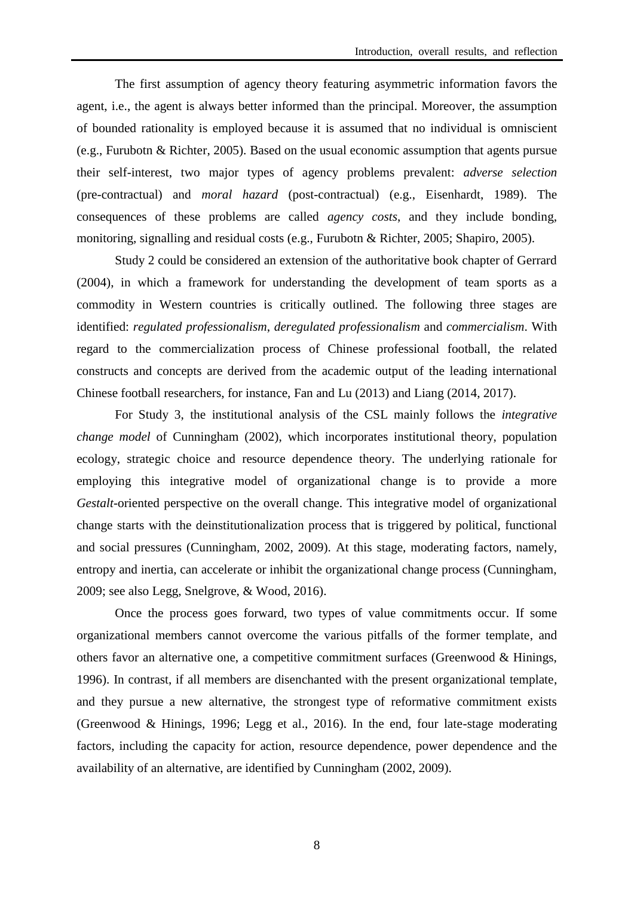The first assumption of agency theory featuring asymmetric information favors the agent, i.e., the agent is always better informed than the principal. Moreover, the assumption of bounded rationality is employed because it is assumed that no individual is omniscient (e.g., Furubotn & Richter, 2005). Based on the usual economic assumption that agents pursue their self-interest, two major types of agency problems prevalent: *adverse selection* (pre-contractual) and *moral hazard* (post-contractual) (e.g., Eisenhardt, 1989). The consequences of these problems are called *agency costs*, and they include bonding, monitoring, signalling and residual costs (e.g., Furubotn & Richter, 2005; Shapiro, 2005).

Study 2 could be considered an extension of the authoritative book chapter of Gerrard (2004), in which a framework for understanding the development of team sports as a commodity in Western countries is critically outlined. The following three stages are identified: *regulated professionalism*, *deregulated professionalism* and *commercialism*. With regard to the commercialization process of Chinese professional football, the related constructs and concepts are derived from the academic output of the leading international Chinese football researchers, for instance, Fan and Lu (2013) and Liang (2014, 2017).

For Study 3, the institutional analysis of the CSL mainly follows the *integrative change model* of Cunningham (2002), which incorporates institutional theory, population ecology, strategic choice and resource dependence theory. The underlying rationale for employing this integrative model of organizational change is to provide a more *Gestalt*-oriented perspective on the overall change. This integrative model of organizational change starts with the deinstitutionalization process that is triggered by political, functional and social pressures (Cunningham, 2002, 2009). At this stage, moderating factors, namely, entropy and inertia, can accelerate or inhibit the organizational change process (Cunningham, 2009; see also Legg, Snelgrove, & Wood, 2016).

Once the process goes forward, two types of value commitments occur. If some organizational members cannot overcome the various pitfalls of the former template, and others favor an alternative one, a competitive commitment surfaces (Greenwood & Hinings, 1996). In contrast, if all members are disenchanted with the present organizational template, and they pursue a new alternative, the strongest type of reformative commitment exists (Greenwood & Hinings, 1996; Legg et al., 2016). In the end, four late-stage moderating factors, including the capacity for action, resource dependence, power dependence and the availability of an alternative, are identified by Cunningham (2002, 2009).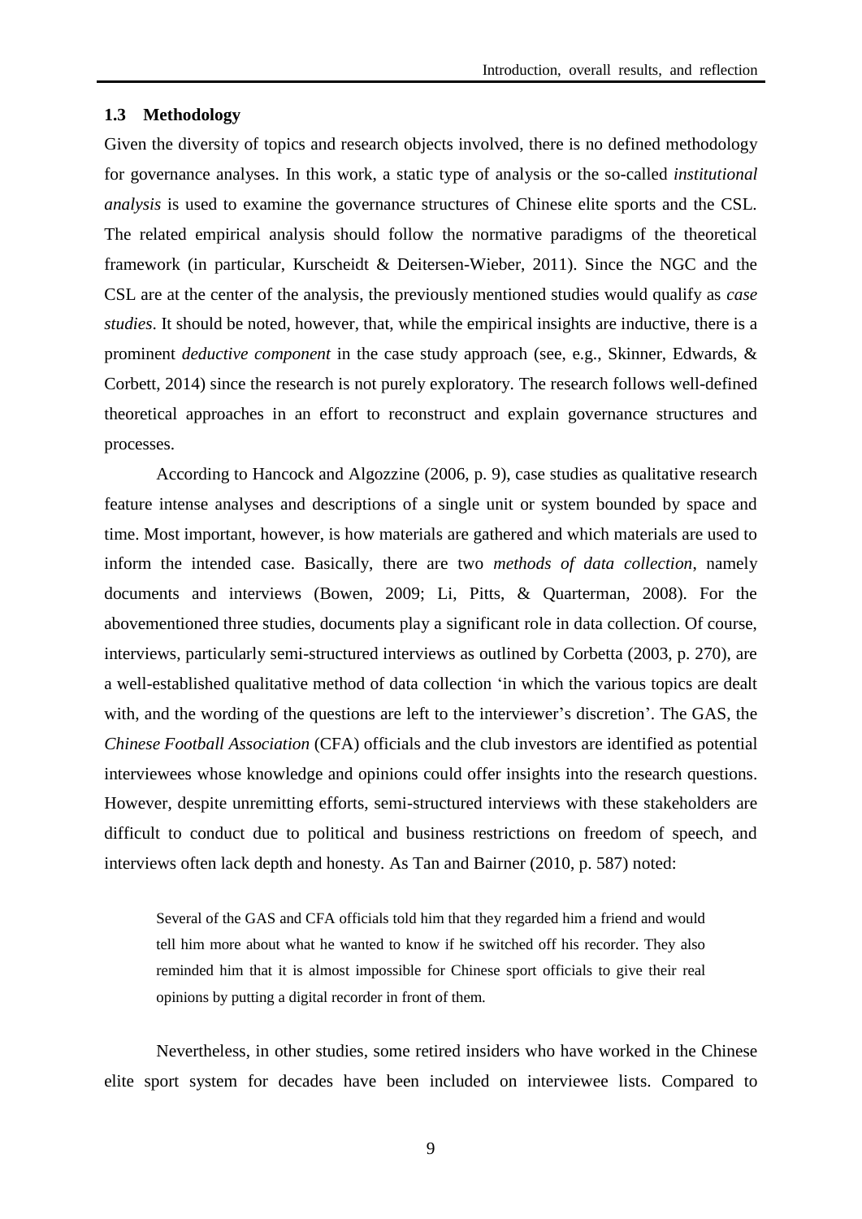## 1.3 Methodology

Given the diversity of topics and research objects involved, there is no defined methodology for governance analyses. In this work, a static type of analysis or the so-called *institutional analysis* is used to examine the governance structures of Chinese elite sports and the CSL. The related empirical analysis should follow the normative paradigms of the theoretical framework (in particular, Kurscheidt & Deitersen-Wieber, 2011). Since the NGC and the CSL are at the center of the analysis, the previously mentioned studies would qualify as *case studies*. It should be noted, however, that, while the empirical insights are inductive, there is a prominent *deductive component* in the case study approach (see, e.g., Skinner, Edwards, & Corbett, 2014) since the research is not purely exploratory. The research follows well-defined theoretical approaches in an effort to reconstruct and explain governance structures and processes.

According to Hancock and Algozzine (2006, p. 9), case studies as qualitative research feature intense analyses and descriptions of a single unit or system bounded by space and time. Most important, however, is how materials are gathered and which materials are used to inform the intended case. Basically, there are two *methods of data collection*, namely documents and interviews (Bowen, 2009; Li, Pitts, & Quarterman, 2008). For the abovementioned three studies, documents play a significant role in data collection. Of course, interviews, particularly semi-structured interviews as outlined by Corbetta (2003, p. 270), are a well-established qualitative method of data collection 'in which the various topics are dealt with, and the wording of the questions are left to the interviewer's discretion'. The GAS, the *Chinese Football Association* (CFA) officials and the club investors are identified as potential interviewees whose knowledge and opinions could offer insights into the research questions. However, despite unremitting efforts, semi-structured interviews with these stakeholders are difficult to conduct due to political and business restrictions on freedom of speech, and interviews often lack depth and honesty. As Tan and Bairner (2010, p. 587) noted:

> Several of the GAS and CFA officials told him that they regarded him a friend and would tell him more about what he wanted to know if he switched off his recorder. They also reminded him that it is almost impossible for Chinese sport officials to give their real opinions by putting a digital recorder in front of them.

Nevertheless, in other studies, some retired insiders who have worked in the Chinese elite sport system for decades have been included on interviewee lists. Compared to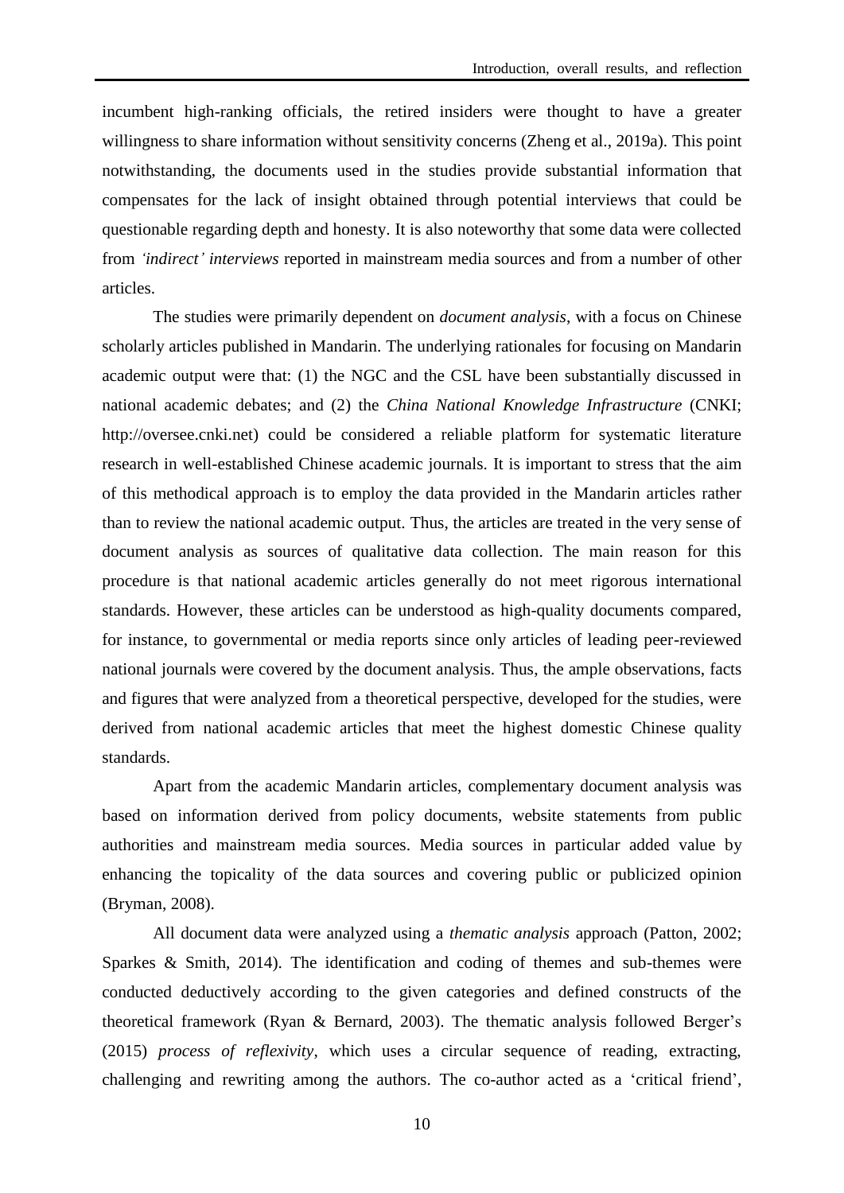incumbent high-ranking officials, the retired insiders were thought to have a greater willingness to share information without sensitivity concerns (Zheng et al., 2019a). This point notwithstanding, the documents used in the studies provide substantial information that compensates for the lack of insight obtained through potential interviews that could be questionable regarding depth and honesty. It is also noteworthy that some data were collected from *'indirect' interviews* reported in mainstream media sources and from a number of other articles.

The studies were primarily dependent on *document analysis*, with a focus on Chinese scholarly articles published in Mandarin. The underlying rationales for focusing on Mandarin academic output were that: (1) the NGC and the CSL have been substantially discussed in national academic debates; and (2) the *China National Knowledge Infrastructure* (CNKI; http://oversee.cnki.net) could be considered a reliable platform for systematic literature research in well-established Chinese academic journals. It is important to stress that the aim of this methodical approach is to employ the data provided in the Mandarin articles rather than to review the national academic output. Thus, the articles are treated in the very sense of document analysis as sources of qualitative data collection. The main reason for this procedure is that national academic articles generally do not meet rigorous international standards. However, these articles can be understood as high-quality documents compared, for instance, to governmental or media reports since only articles of leading peer-reviewed national journals were covered by the document analysis. Thus, the ample observations, facts and figures that were analyzed from a theoretical perspective, developed for the studies, were derived from national academic articles that meet the highest domestic Chinese quality standards.

Apart from the academic Mandarin articles, complementary document analysis was based on information derived from policy documents, website statements from public authorities and mainstream media sources. Media sources in particular added value by enhancing the topicality of the data sources and covering public or publicized opinion (Bryman, 2008).

All document data were analyzed using a *thematic analysis* approach (Patton, 2002; Sparkes & Smith, 2014). The identification and coding of themes and sub-themes were conducted deductively according to the given categories and defined constructs of the theoretical framework (Ryan & Bernard, 2003). The thematic analysis followed Berger's (2015) *process of reflexivity*, which uses a circular sequence of reading, extracting, challenging and rewriting among the authors. The co-author acted as a 'critical friend',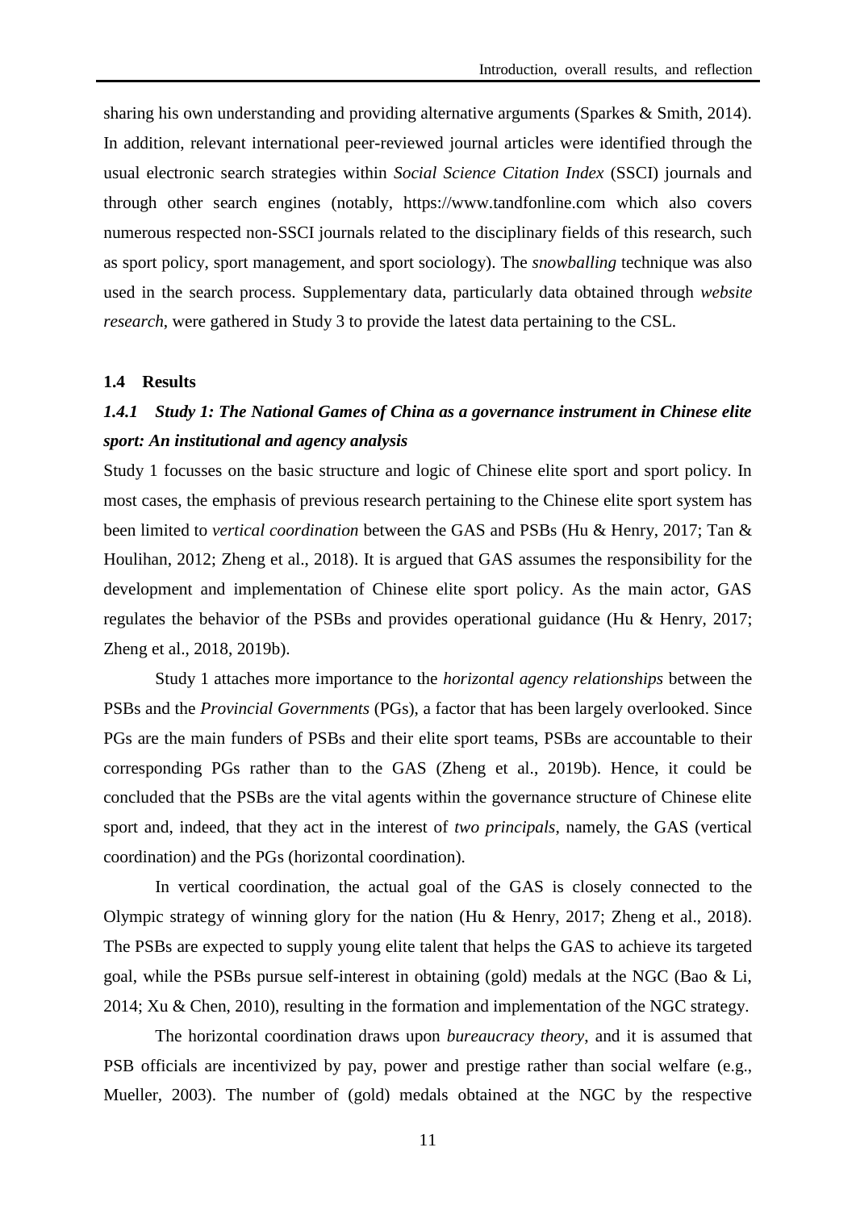sharing his own understanding and providing alternative arguments (Sparkes & Smith, 2014). In addition, relevant international peer-reviewed journal articles were identified through the usual electronic search strategies within *Social Science Citation Index* (SSCI) journals and through other search engines (notably, https://www.tandfonline.com which also covers numerous respected non-SSCI journals related to the disciplinary fields of this research, such as sport policy, sport management, and sport sociology). The *snowballing* technique was also used in the search process. Supplementary data, particularly data obtained through *website research*, were gathered in Study 3 to provide the latest data pertaining to the CSL.

### 1.4 Results

#### *1.4.1 Study 1: The National Games of China as a governance instrument in Chinese elite sport: An institutional and agency analysis*

Study 1 focusses on the basic structure and logic of Chinese elite sport and sport policy. In most cases, the emphasis of previous research pertaining to the Chinese elite sport system has been limited to *vertical coordination* between the GAS and PSBs (Hu & Henry, 2017; Tan & Houlihan, 2012; Zheng et al., 2018). It is argued that GAS assumes the responsibility for the development and implementation of Chinese elite sport policy. As the main actor, GAS regulates the behavior of the PSBs and provides operational guidance (Hu & Henry, 2017; Zheng et al., 2018, 2019b).

Study 1 attaches more importance to the *horizontal agency relationships* between the PSBs and the *Provincial Governments* (PGs), a factor that has been largely overlooked. Since PGs are the main funders of PSBs and their elite sport teams, PSBs are accountable to their corresponding PGs rather than to the GAS (Zheng et al., 2019b). Hence, it could be concluded that the PSBs are the vital agents within the governance structure of Chinese elite sport and, indeed, that they act in the interest of *two principals*, namely, the GAS (vertical coordination) and the PGs (horizontal coordination).

In vertical coordination, the actual goal of the GAS is closely connected to the Olympic strategy of winning glory for the nation (Hu & Henry, 2017; Zheng et al., 2018). The PSBs are expected to supply young elite talent that helps the GAS to achieve its targeted goal, while the PSBs pursue self-interest in obtaining (gold) medals at the NGC (Bao & Li, 2014; Xu & Chen, 2010), resulting in the formation and implementation of the NGC strategy.

The horizontal coordination draws upon *bureaucracy theory*, and it is assumed that PSB officials are incentivized by pay, power and prestige rather than social welfare (e.g., Mueller, 2003). The number of (gold) medals obtained at the NGC by the respective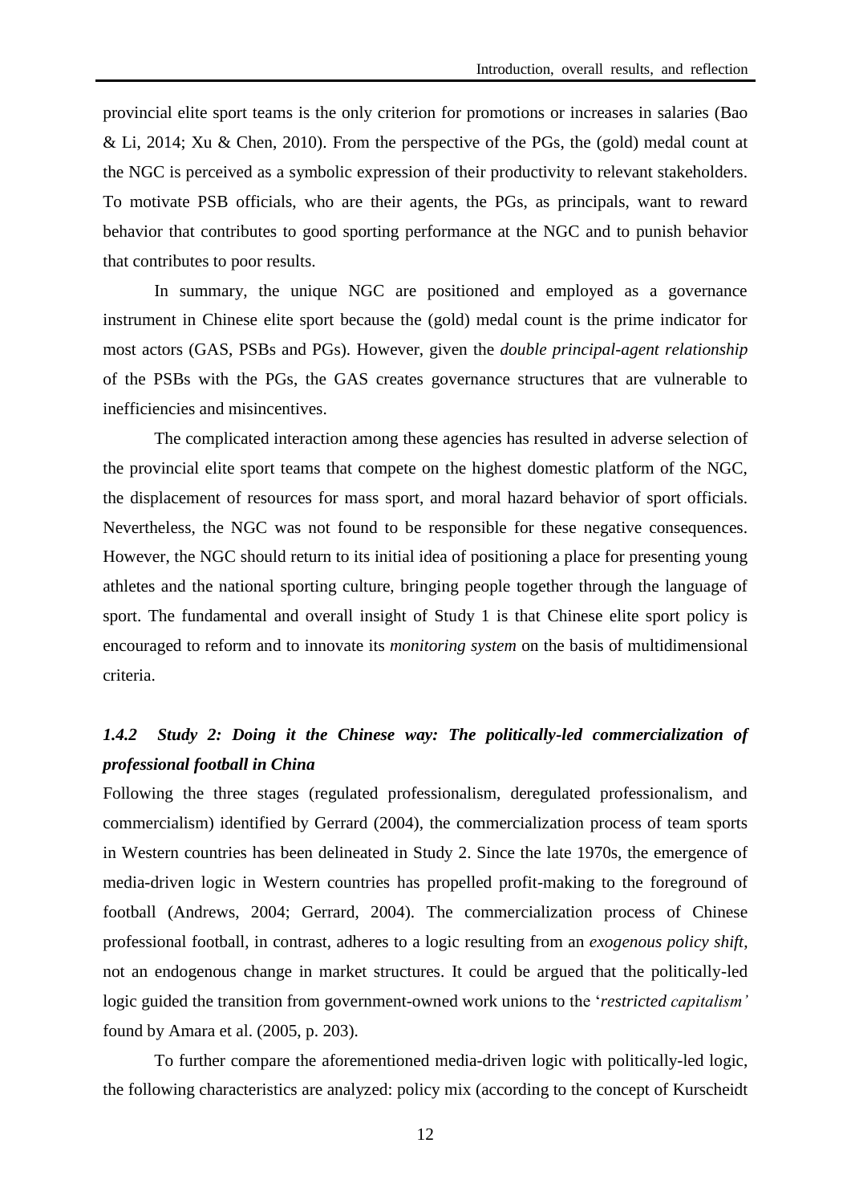provincial elite sport teams is the only criterion for promotions or increases in salaries (Bao & Li, 2014; Xu & Chen, 2010). From the perspective of the PGs, the (gold) medal count at the NGC is perceived as a symbolic expression of their productivity to relevant stakeholders. To motivate PSB officials, who are their agents, the PGs, as principals, want to reward behavior that contributes to good sporting performance at the NGC and to punish behavior that contributes to poor results.

In summary, the unique NGC are positioned and employed as a governance instrument in Chinese elite sport because the (gold) medal count is the prime indicator for most actors (GAS, PSBs and PGs). However, given the *double principal-agent relationship* of the PSBs with the PGs, the GAS creates governance structures that are vulnerable to inefficiencies and misincentives.

The complicated interaction among these agencies has resulted in adverse selection of the provincial elite sport teams that compete on the highest domestic platform of the NGC, the displacement of resources for mass sport, and moral hazard behavior of sport officials. Nevertheless, the NGC was not found to be responsible for these negative consequences. However, the NGC should return to its initial idea of positioning a place for presenting young athletes and the national sporting culture, bringing people together through the language of sport. The fundamental and overall insight of Study 1 is that Chinese elite sport policy is encouraged to reform and to innovate its *monitoring system* on the basis of multidimensional criteria.

### *1.4.2 Study 2: Doing it the Chinese way: The politically-led commercialization of professional football in China*

Following the three stages (regulated professionalism, deregulated professionalism, and commercialism) identified by Gerrard (2004), the commercialization process of team sports in Western countries has been delineated in Study 2. Since the late 1970s, the emergence of media-driven logic in Western countries has propelled profit-making to the foreground of football (Andrews, 2004; Gerrard, 2004). The commercialization process of Chinese professional football, in contrast, adheres to a logic resulting from an *exogenous policy shift*, not an endogenous change in market structures. It could be argued that the politically-led logic guided the transition from government-owned work unions to the '*restricted capitalism'* found by Amara et al. (2005, p. 203).

To further compare the aforementioned media-driven logic with politically-led logic, the following characteristics are analyzed: policy mix (according to the concept of Kurscheidt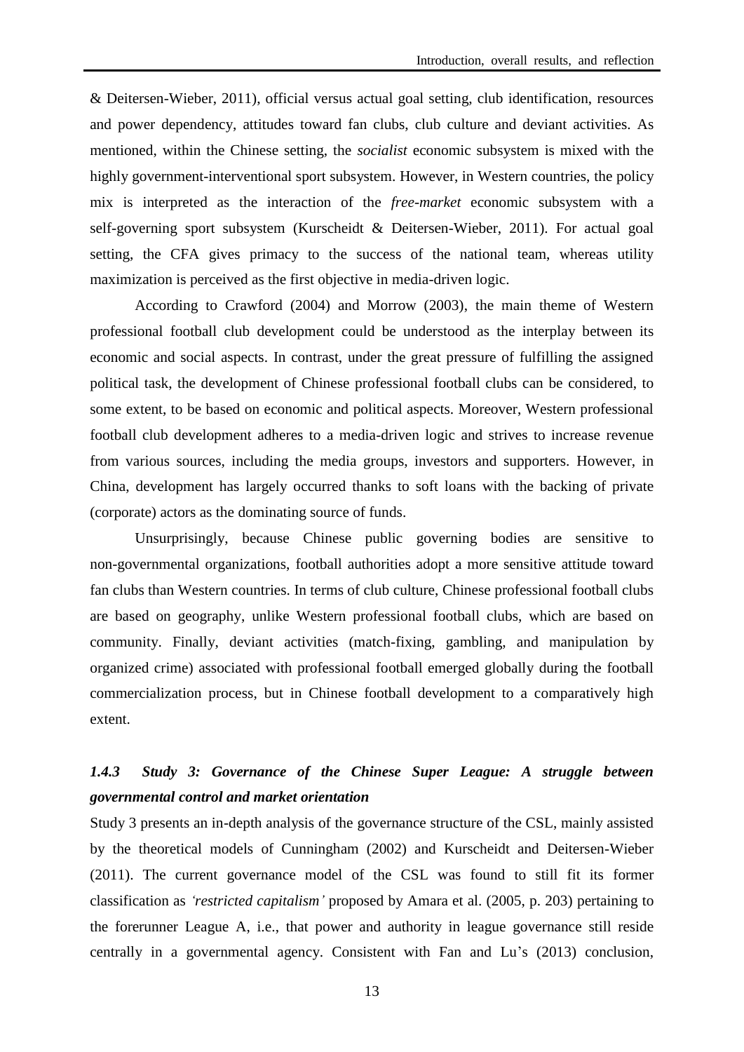& Deitersen-Wieber, 2011), official versus actual goal setting, club identification, resources and power dependency, attitudes toward fan clubs, club culture and deviant activities. As mentioned, within the Chinese setting, the *socialist* economic subsystem is mixed with the highly government-interventional sport subsystem. However, in Western countries, the policy mix is interpreted as the interaction of the *free-market* economic subsystem with a self-governing sport subsystem (Kurscheidt & Deitersen-Wieber, 2011). For actual goal setting, the CFA gives primacy to the success of the national team, whereas utility maximization is perceived as the first objective in media-driven logic.

According to Crawford (2004) and Morrow (2003), the main theme of Western professional football club development could be understood as the interplay between its economic and social aspects. In contrast, under the great pressure of fulfilling the assigned political task, the development of Chinese professional football clubs can be considered, to some extent, to be based on economic and political aspects. Moreover, Western professional football club development adheres to a media-driven logic and strives to increase revenue from various sources, including the media groups, investors and supporters. However, in China, development has largely occurred thanks to soft loans with the backing of private (corporate) actors as the dominating source of funds.

Unsurprisingly, because Chinese public governing bodies are sensitive to non-governmental organizations, football authorities adopt a more sensitive attitude toward fan clubs than Western countries. In terms of club culture, Chinese professional football clubs are based on geography, unlike Western professional football clubs, which are based on community. Finally, deviant activities (match-fixing, gambling, and manipulation by organized crime) associated with professional football emerged globally during the football commercialization process, but in Chinese football development to a comparatively high extent.

### *1.4.3 Study 3: Governance of the Chinese Super League: A struggle between governmental control and market orientation*

Study 3 presents an in-depth analysis of the governance structure of the CSL, mainly assisted by the theoretical models of Cunningham (2002) and Kurscheidt and Deitersen-Wieber (2011). The current governance model of the CSL was found to still fit its former classification as *'restricted capitalism'* proposed by Amara et al. (2005, p. 203) pertaining to the forerunner League A, i.e., that power and authority in league governance still reside centrally in a governmental agency. Consistent with Fan and Lu's (2013) conclusion,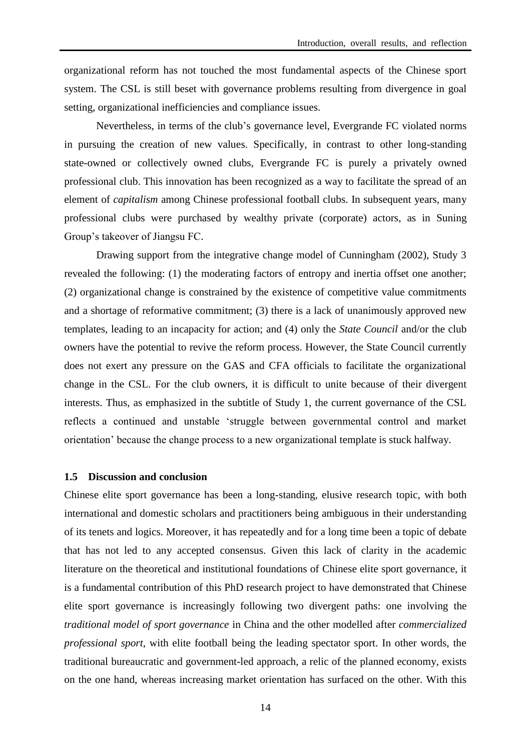organizational reform has not touched the most fundamental aspects of the Chinese sport system. The CSL is still beset with governance problems resulting from divergence in goal setting, organizational inefficiencies and compliance issues.

Nevertheless, in terms of the club's governance level, Evergrande FC violated norms in pursuing the creation of new values. Specifically, in contrast to other long-standing state-owned or collectively owned clubs, Evergrande FC is purely a privately owned professional club. This innovation has been recognized as a way to facilitate the spread of an element of *capitalism* among Chinese professional football clubs. In subsequent years, many professional clubs were purchased by wealthy private (corporate) actors, as in Suning Group's takeover of Jiangsu FC.

Drawing support from the integrative change model of Cunningham (2002), Study 3 revealed the following: (1) the moderating factors of entropy and inertia offset one another; (2) organizational change is constrained by the existence of competitive value commitments and a shortage of reformative commitment; (3) there is a lack of unanimously approved new templates, leading to an incapacity for action; and (4) only the *State Council* and/or the club owners have the potential to revive the reform process. However, the State Council currently does not exert any pressure on the GAS and CFA officials to facilitate the organizational change in the CSL. For the club owners, it is difficult to unite because of their divergent interests. Thus, as emphasized in the subtitle of Study 1, the current governance of the CSL reflects a continued and unstable 'struggle between governmental control and market orientation' because the change process to a new organizational template is stuck halfway.

### 1.5 Discussion and conclusion

Chinese elite sport governance has been a long-standing, elusive research topic, with both international and domestic scholars and practitioners being ambiguous in their understanding of its tenets and logics. Moreover, it has repeatedly and for a long time been a topic of debate that has not led to any accepted consensus. Given this lack of clarity in the academic literature on the theoretical and institutional foundations of Chinese elite sport governance, it is a fundamental contribution of this PhD research project to have demonstrated that Chinese elite sport governance is increasingly following two divergent paths: one involving the *traditional model of sport governance* in China and the other modelled after *commercialized professional sport*, with elite football being the leading spectator sport. In other words, the traditional bureaucratic and government-led approach, a relic of the planned economy, exists on the one hand, whereas increasing market orientation has surfaced on the other. With this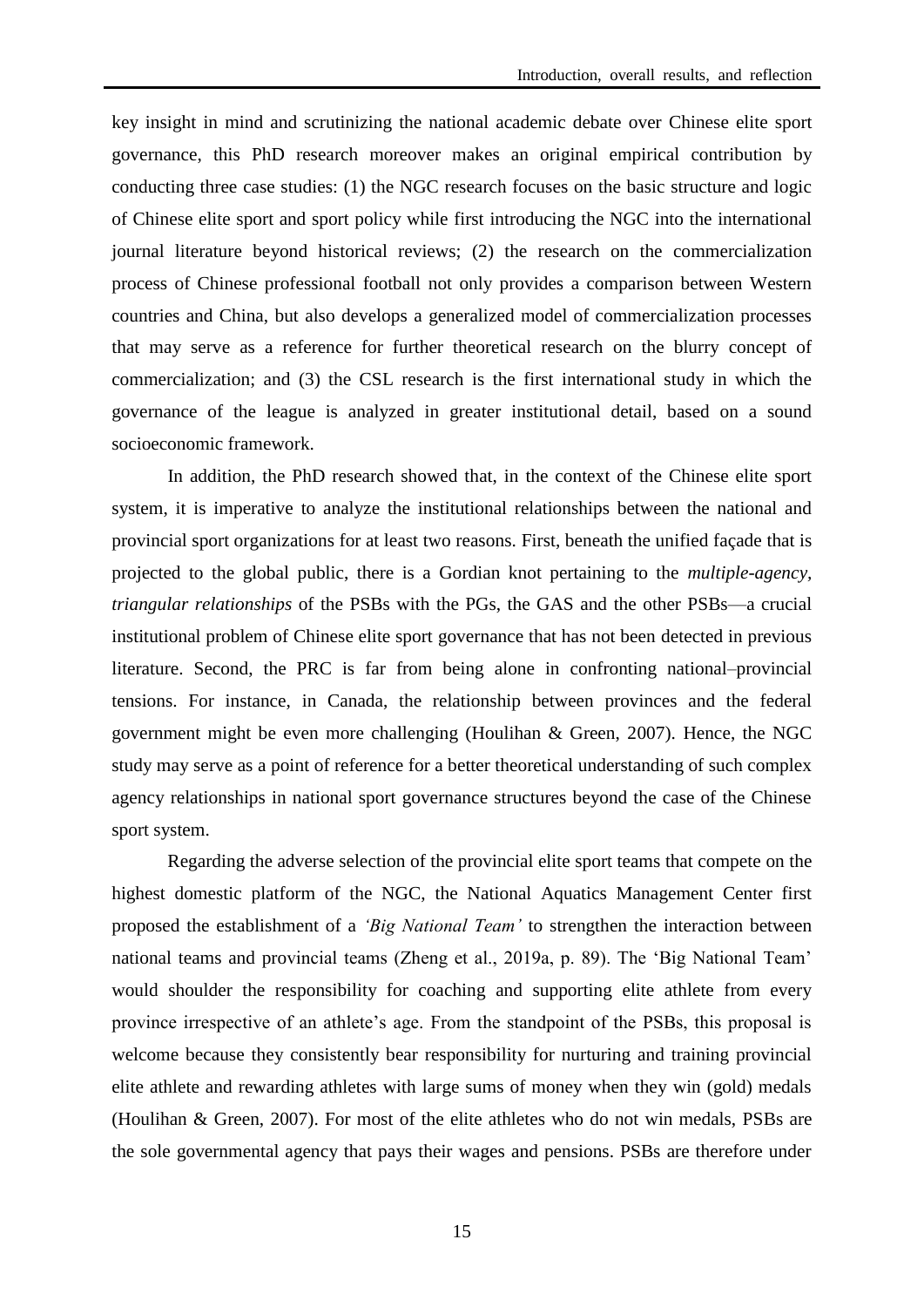key insight in mind and scrutinizing the national academic debate over Chinese elite sport governance, this PhD research moreover makes an original empirical contribution by conducting three case studies: (1) the NGC research focuses on the basic structure and logic of Chinese elite sport and sport policy while first introducing the NGC into the international journal literature beyond historical reviews; (2) the research on the commercialization process of Chinese professional football not only provides a comparison between Western countries and China, but also develops a generalized model of commercialization processes that may serve as a reference for further theoretical research on the blurry concept of commercialization; and (3) the CSL research is the first international study in which the governance of the league is analyzed in greater institutional detail, based on a sound socioeconomic framework.

In addition, the PhD research showed that, in the context of the Chinese elite sport system, it is imperative to analyze the institutional relationships between the national and provincial sport organizations for at least two reasons. First, beneath the unified façade that is projected to the global public, there is a Gordian knot pertaining to the *multiple-agency, triangular relationships* of the PSBs with the PGs, the GAS and the other PSBs—a crucial institutional problem of Chinese elite sport governance that has not been detected in previous literature. Second, the PRC is far from being alone in confronting national–provincial tensions. For instance, in Canada, the relationship between provinces and the federal government might be even more challenging (Houlihan & Green, 2007). Hence, the NGC study may serve as a point of reference for a better theoretical understanding of such complex agency relationships in national sport governance structures beyond the case of the Chinese sport system.

Regarding the adverse selection of the provincial elite sport teams that compete on the highest domestic platform of the NGC, the National Aquatics Management Center first proposed the establishment of a *'Big National Team'* to strengthen the interaction between national teams and provincial teams (Zheng et al., 2019a, p. 89). The 'Big National Team' would shoulder the responsibility for coaching and supporting elite athlete from every province irrespective of an athlete's age. From the standpoint of the PSBs, this proposal is welcome because they consistently bear responsibility for nurturing and training provincial elite athlete and rewarding athletes with large sums of money when they win (gold) medals (Houlihan & Green, 2007). For most of the elite athletes who do not win medals, PSBs are the sole governmental agency that pays their wages and pensions. PSBs are therefore under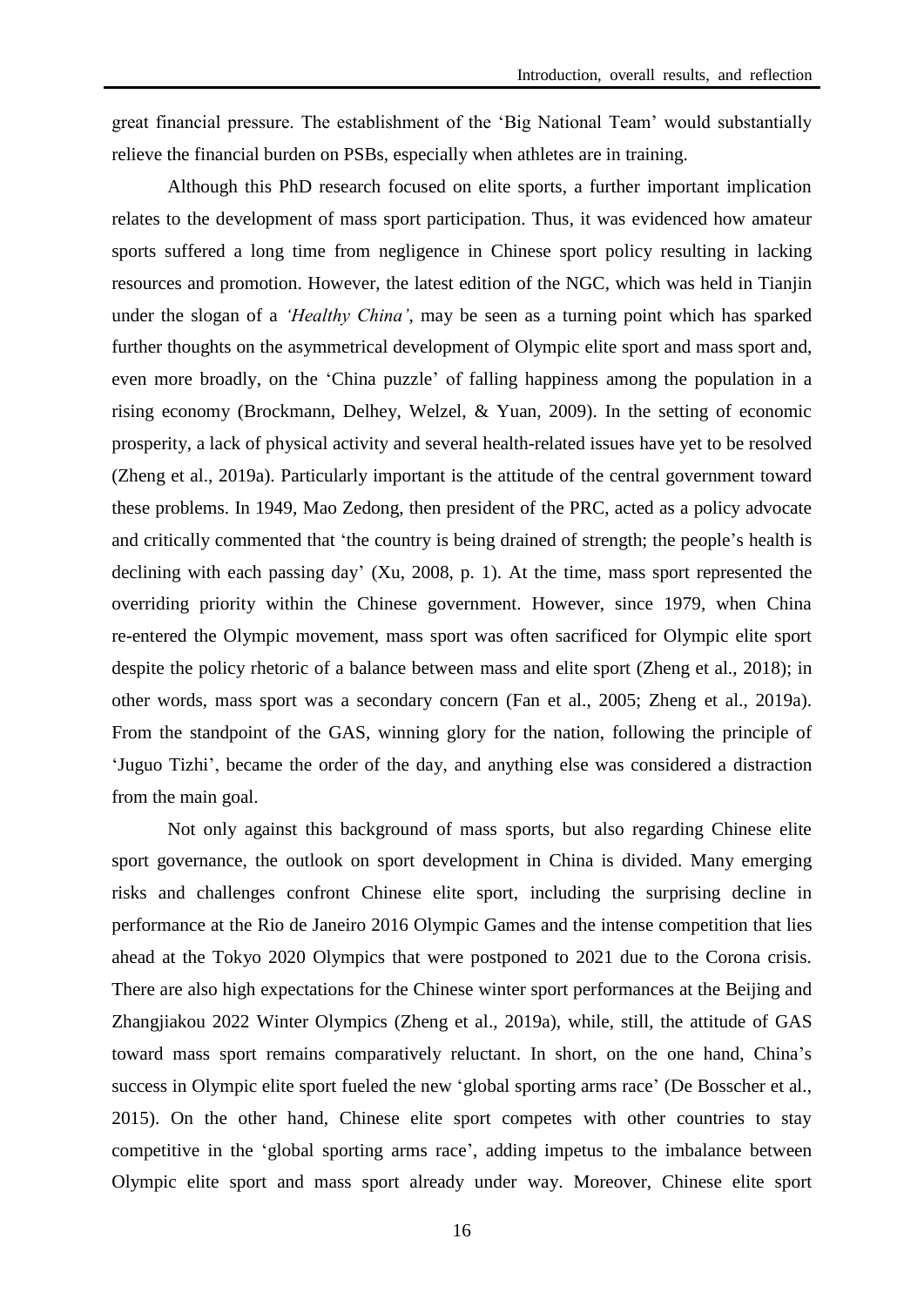great financial pressure. The establishment of the 'Big National Team' would substantially relieve the financial burden on PSBs, especially when athletes are in training.

Although this PhD research focused on elite sports, a further important implication relates to the development of mass sport participation. Thus, it was evidenced how amateur sports suffered a long time from negligence in Chinese sport policy resulting in lacking resources and promotion. However, the latest edition of the NGC, which was held in Tianjin under the slogan of a *'Healthy China'*, may be seen as a turning point which has sparked further thoughts on the asymmetrical development of Olympic elite sport and mass sport and, even more broadly, on the 'China puzzle' of falling happiness among the population in a rising economy (Brockmann, Delhey, Welzel, & Yuan, 2009). In the setting of economic prosperity, a lack of physical activity and several health-related issues have yet to be resolved (Zheng et al., 2019a). Particularly important is the attitude of the central government toward these problems. In 1949, Mao Zedong, then president of the PRC, acted as a policy advocate and critically commented that 'the country is being drained of strength; the people's health is declining with each passing day' (Xu, 2008, p. 1). At the time, mass sport represented the overriding priority within the Chinese government. However, since 1979, when China re-entered the Olympic movement, mass sport was often sacrificed for Olympic elite sport despite the policy rhetoric of a balance between mass and elite sport (Zheng et al., 2018); in other words, mass sport was a secondary concern (Fan et al., 2005; Zheng et al., 2019a). From the standpoint of the GAS, winning glory for the nation, following the principle of 'Juguo Tizhi', became the order of the day, and anything else was considered a distraction from the main goal.

Not only against this background of mass sports, but also regarding Chinese elite sport governance, the outlook on sport development in China is divided. Many emerging risks and challenges confront Chinese elite sport, including the surprising decline in performance at the Rio de Janeiro 2016 Olympic Games and the intense competition that lies ahead at the Tokyo 2020 Olympics that were postponed to 2021 due to the Corona crisis. There are also high expectations for the Chinese winter sport performances at the Beijing and Zhangjiakou 2022 Winter Olympics (Zheng et al., 2019a), while, still, the attitude of GAS toward mass sport remains comparatively reluctant. In short, on the one hand, China's success in Olympic elite sport fueled the new 'global sporting arms race' (De Bosscher et al., 2015). On the other hand, Chinese elite sport competes with other countries to stay competitive in the 'global sporting arms race', adding impetus to the imbalance between Olympic elite sport and mass sport already under way. Moreover, Chinese elite sport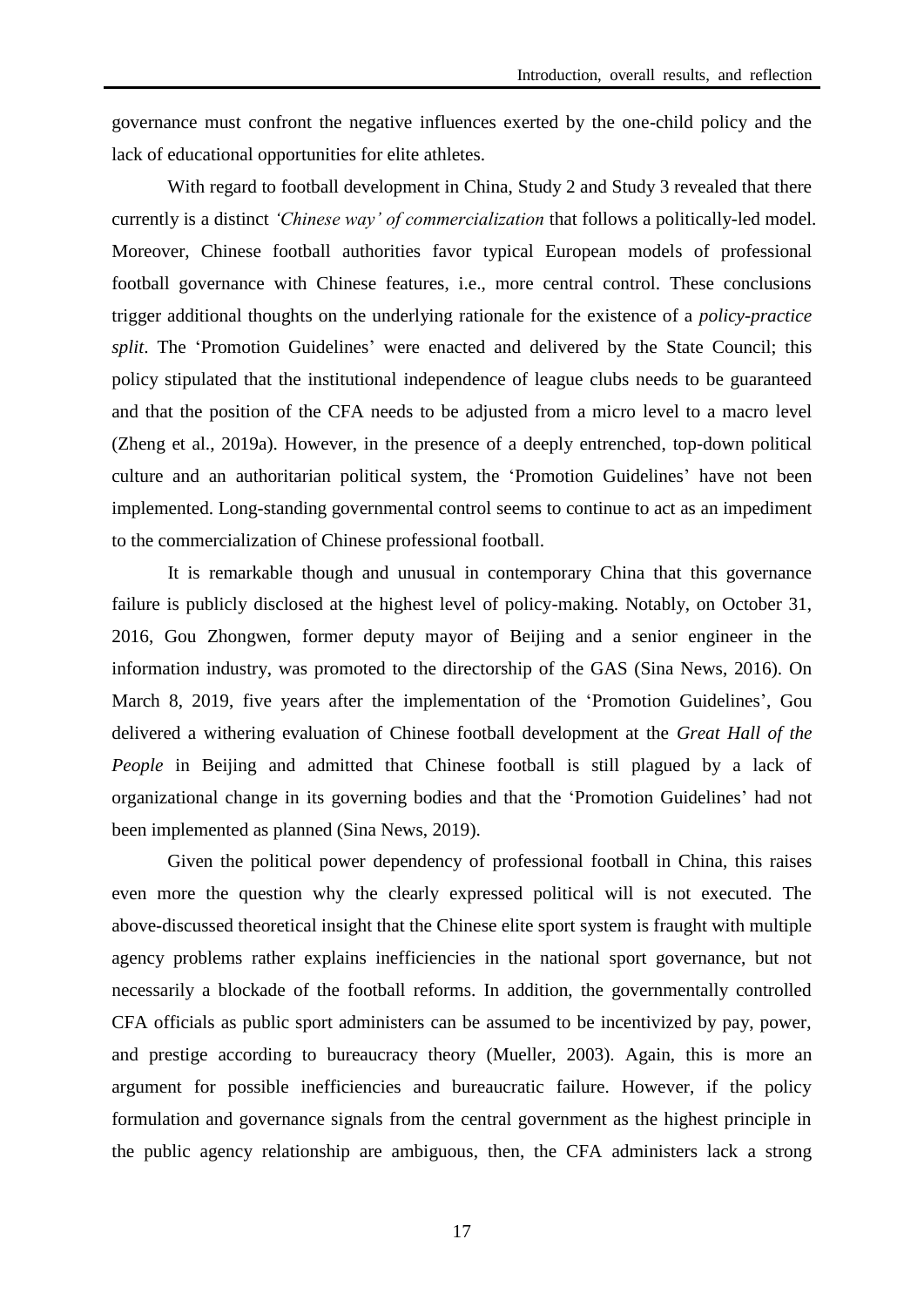governance must confront the negative influences exerted by the one-child policy and the lack of educational opportunities for elite athletes.

With regard to football development in China, Study 2 and Study 3 revealed that there currently is a distinct *'Chinese way' of commercialization* that follows a politically-led model. Moreover, Chinese football authorities favor typical European models of professional football governance with Chinese features, i.e., more central control. These conclusions trigger additional thoughts on the underlying rationale for the existence of a *policy-practice split*. The 'Promotion Guidelines' were enacted and delivered by the State Council; this policy stipulated that the institutional independence of league clubs needs to be guaranteed and that the position of the CFA needs to be adjusted from a micro level to a macro level (Zheng et al., 2019a). However, in the presence of a deeply entrenched, top-down political culture and an authoritarian political system, the 'Promotion Guidelines' have not been implemented. Long-standing governmental control seems to continue to act as an impediment to the commercialization of Chinese professional football.

It is remarkable though and unusual in contemporary China that this governance failure is publicly disclosed at the highest level of policy-making. Notably, on October 31, 2016, Gou Zhongwen, former deputy mayor of Beijing and a senior engineer in the information industry, was promoted to the directorship of the GAS (Sina News, 2016). On March 8, 2019, five years after the implementation of the 'Promotion Guidelines', Gou delivered a withering evaluation of Chinese football development at the *Great Hall of the People* in Beijing and admitted that Chinese football is still plagued by a lack of organizational change in its governing bodies and that the 'Promotion Guidelines' had not been implemented as planned (Sina News, 2019).

Given the political power dependency of professional football in China, this raises even more the question why the clearly expressed political will is not executed. The above-discussed theoretical insight that the Chinese elite sport system is fraught with multiple agency problems rather explains inefficiencies in the national sport governance, but not necessarily a blockade of the football reforms. In addition, the governmentally controlled CFA officials as public sport administers can be assumed to be incentivized by pay, power, and prestige according to bureaucracy theory (Mueller, 2003). Again, this is more an argument for possible inefficiencies and bureaucratic failure. However, if the policy formulation and governance signals from the central government as the highest principle in the public agency relationship are ambiguous, then, the CFA administers lack a strong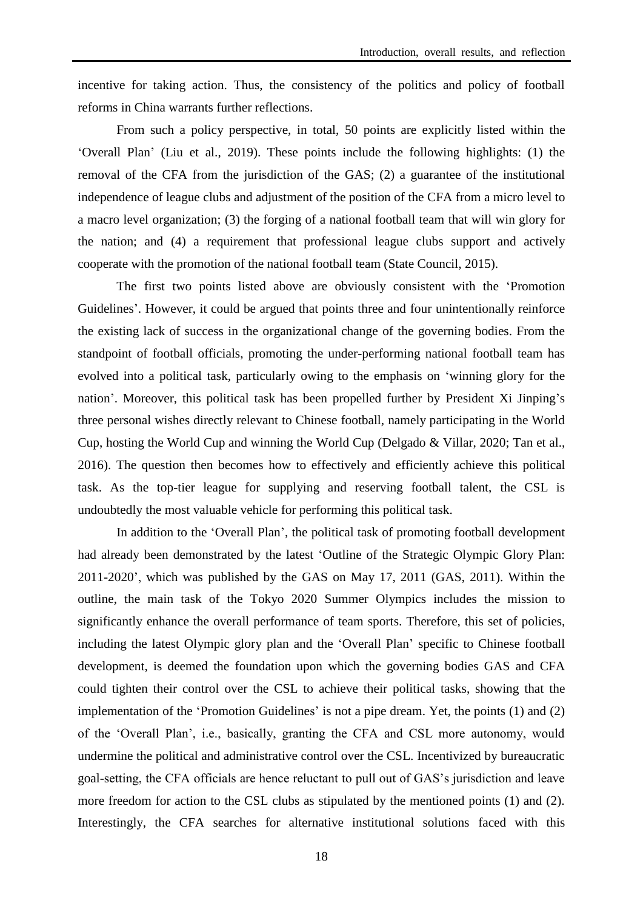incentive for taking action. Thus, the consistency of the politics and policy of football reforms in China warrants further reflections.

From such a policy perspective, in total, 50 points are explicitly listed within the 'Overall Plan' (Liu et al., 2019). These points include the following highlights: (1) the removal of the CFA from the jurisdiction of the GAS; (2) a guarantee of the institutional independence of league clubs and adjustment of the position of the CFA from a micro level to a macro level organization; (3) the forging of a national football team that will win glory for the nation; and (4) a requirement that professional league clubs support and actively cooperate with the promotion of the national football team (State Council, 2015).

The first two points listed above are obviously consistent with the 'Promotion Guidelines'. However, it could be argued that points three and four unintentionally reinforce the existing lack of success in the organizational change of the governing bodies. From the standpoint of football officials, promoting the under-performing national football team has evolved into a political task, particularly owing to the emphasis on 'winning glory for the nation'. Moreover, this political task has been propelled further by President Xi Jinping's three personal wishes directly relevant to Chinese football, namely participating in the World Cup, hosting the World Cup and winning the World Cup (Delgado & Villar, 2020; Tan et al., 2016). The question then becomes how to effectively and efficiently achieve this political task. As the top-tier league for supplying and reserving football talent, the CSL is undoubtedly the most valuable vehicle for performing this political task.

In addition to the 'Overall Plan', the political task of promoting football development had already been demonstrated by the latest 'Outline of the Strategic Olympic Glory Plan: 2011-2020', which was published by the GAS on May 17, 2011 (GAS, 2011). Within the outline, the main task of the Tokyo 2020 Summer Olympics includes the mission to significantly enhance the overall performance of team sports. Therefore, this set of policies, including the latest Olympic glory plan and the 'Overall Plan' specific to Chinese football development, is deemed the foundation upon which the governing bodies GAS and CFA could tighten their control over the CSL to achieve their political tasks, showing that the implementation of the 'Promotion Guidelines' is not a pipe dream. Yet, the points (1) and (2) of the 'Overall Plan', i.e., basically, granting the CFA and CSL more autonomy, would undermine the political and administrative control over the CSL. Incentivized by bureaucratic goal-setting, the CFA officials are hence reluctant to pull out of GAS's jurisdiction and leave more freedom for action to the CSL clubs as stipulated by the mentioned points (1) and (2). Interestingly, the CFA searches for alternative institutional solutions faced with this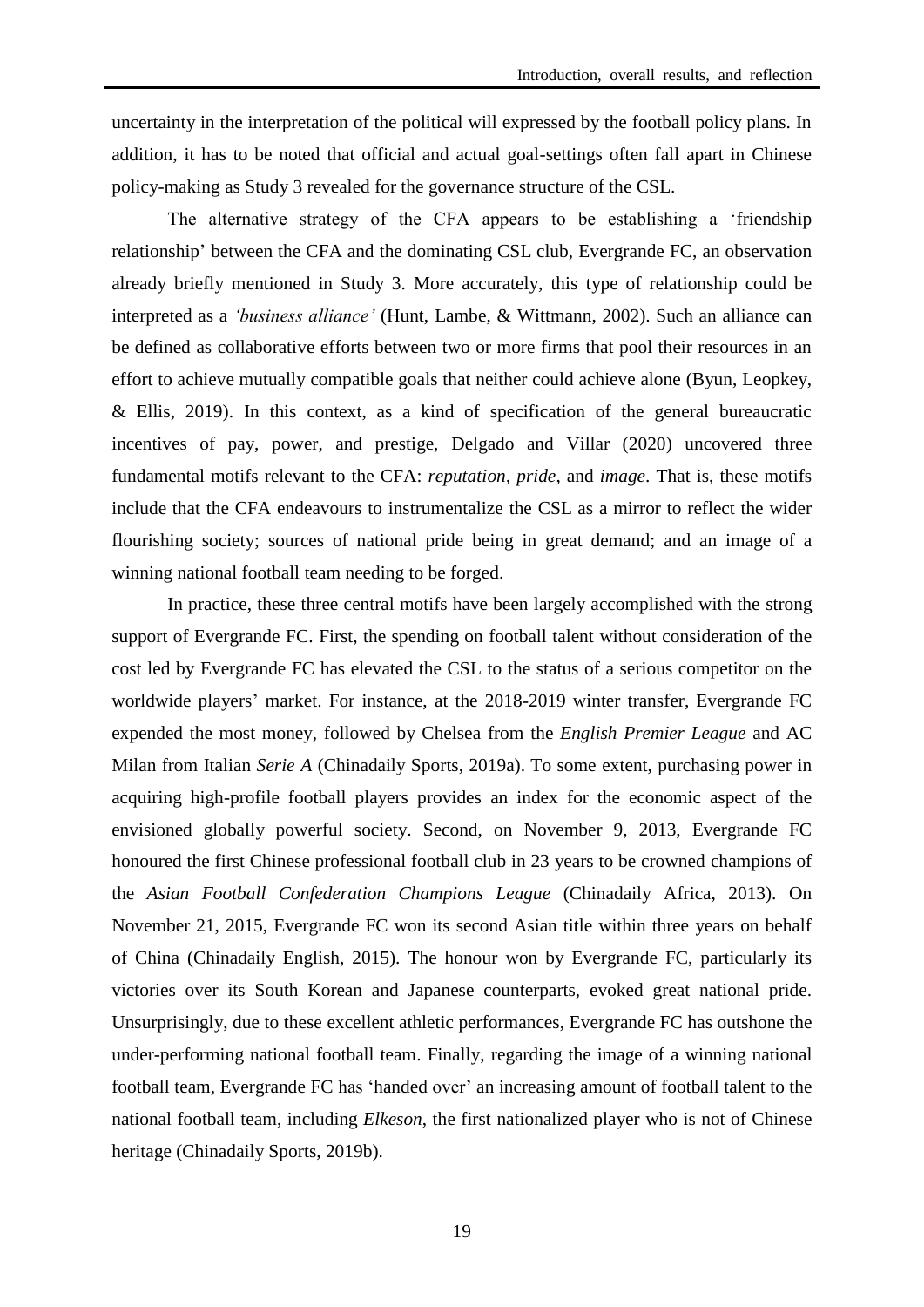uncertainty in the interpretation of the political will expressed by the football policy plans. In addition, it has to be noted that official and actual goal-settings often fall apart in Chinese policy-making as Study 3 revealed for the governance structure of the CSL.

The alternative strategy of the CFA appears to be establishing a 'friendship relationship' between the CFA and the dominating CSL club, Evergrande FC, an observation already briefly mentioned in Study 3. More accurately, this type of relationship could be interpreted as a *'business alliance'* (Hunt, Lambe, & Wittmann, 2002). Such an alliance can be defined as collaborative efforts between two or more firms that pool their resources in an effort to achieve mutually compatible goals that neither could achieve alone (Byun, Leopkey, & Ellis, 2019). In this context, as a kind of specification of the general bureaucratic incentives of pay, power, and prestige, Delgado and Villar (2020) uncovered three fundamental motifs relevant to the CFA: *reputation*, *pride*, and *image*. That is, these motifs include that the CFA endeavours to instrumentalize the CSL as a mirror to reflect the wider flourishing society; sources of national pride being in great demand; and an image of a winning national football team needing to be forged.

In practice, these three central motifs have been largely accomplished with the strong support of Evergrande FC. First, the spending on football talent without consideration of the cost led by Evergrande FC has elevated the CSL to the status of a serious competitor on the worldwide players' market. For instance, at the 2018-2019 winter transfer, Evergrande FC expended the most money, followed by Chelsea from the *English Premier League* and AC Milan from Italian *Serie A* (Chinadaily Sports, 2019a). To some extent, purchasing power in acquiring high-profile football players provides an index for the economic aspect of the envisioned globally powerful society. Second, on November 9, 2013, Evergrande FC honoured the first Chinese professional football club in 23 years to be crowned champions of the *Asian Football Confederation Champions League* (Chinadaily Africa, 2013). On November 21, 2015, Evergrande FC won its second Asian title within three years on behalf of China (Chinadaily English, 2015). The honour won by Evergrande FC, particularly its victories over its South Korean and Japanese counterparts, evoked great national pride. Unsurprisingly, due to these excellent athletic performances, Evergrande FC has outshone the under-performing national football team. Finally, regarding the image of a winning national football team, Evergrande FC has 'handed over' an increasing amount of football talent to the national football team, including *Elkeson*, the first nationalized player who is not of Chinese heritage (Chinadaily Sports, 2019b).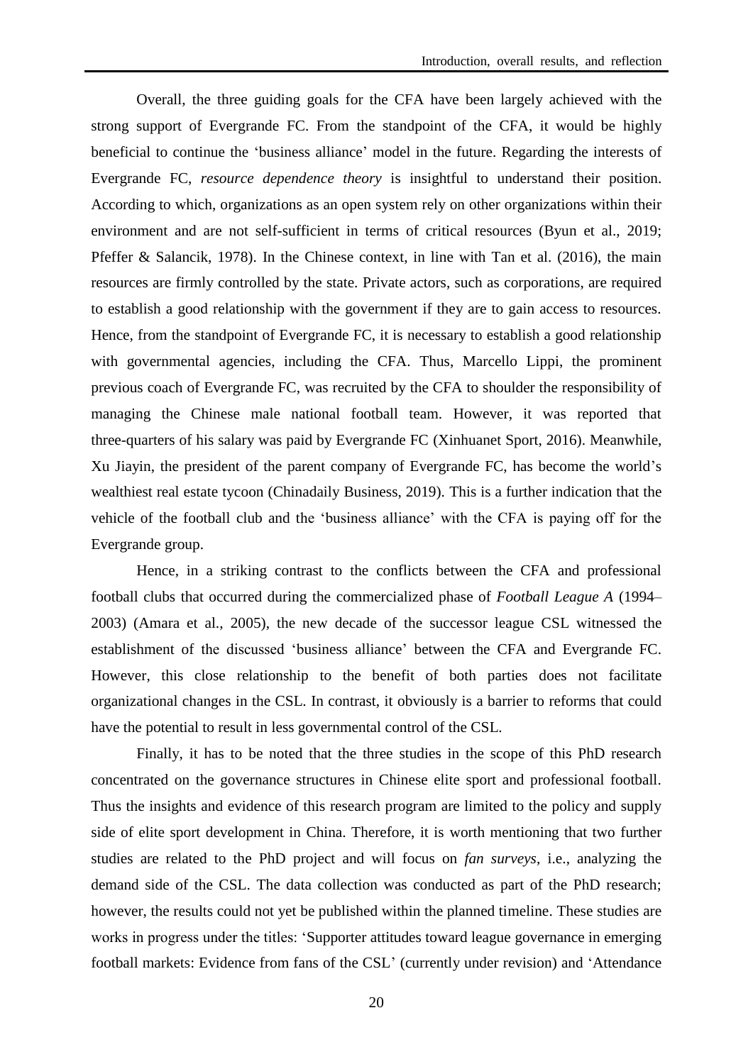Overall, the three guiding goals for the CFA have been largely achieved with the strong support of Evergrande FC. From the standpoint of the CFA, it would be highly beneficial to continue the 'business alliance' model in the future. Regarding the interests of Evergrande FC, *resource dependence theory* is insightful to understand their position. According to which, organizations as an open system rely on other organizations within their environment and are not self-sufficient in terms of critical resources (Byun et al., 2019; Pfeffer & Salancik, 1978). In the Chinese context, in line with Tan et al. (2016), the main resources are firmly controlled by the state. Private actors, such as corporations, are required to establish a good relationship with the government if they are to gain access to resources. Hence, from the standpoint of Evergrande FC, it is necessary to establish a good relationship with governmental agencies, including the CFA. Thus, Marcello Lippi, the prominent previous coach of Evergrande FC, was recruited by the CFA to shoulder the responsibility of managing the Chinese male national football team. However, it was reported that three-quarters of his salary was paid by Evergrande FC (Xinhuanet Sport, 2016). Meanwhile, Xu Jiayin, the president of the parent company of Evergrande FC, has become the world's wealthiest real estate tycoon (Chinadaily Business, 2019). This is a further indication that the vehicle of the football club and the 'business alliance' with the CFA is paying off for the Evergrande group.

Hence, in a striking contrast to the conflicts between the CFA and professional football clubs that occurred during the commercialized phase of *Football League A* (1994–2003) (Amara et al., 2005), the new decade of the successor league CSL witnessed the establishment of the discussed 'business alliance' between the CFA and Evergrande FC. However, this close relationship to the benefit of both parties does not facilitate organizational changes in the CSL. In contrast, it obviously is a barrier to reforms that could have the potential to result in less governmental control of the CSL.

Finally, it has to be noted that the three studies in the scope of this PhD research concentrated on the governance structures in Chinese elite sport and professional football. Thus the insights and evidence of this research program are limited to the policy and supply side of elite sport development in China. Therefore, it is worth mentioning that two further studies are related to the PhD project and will focus on *fan surveys*, i.e., analyzing the demand side of the CSL. The data collection was conducted as part of the PhD research; however, the results could not yet be published within the planned timeline. These studies are works in progress under the titles: 'Supporter attitudes toward league governance in emerging football markets: Evidence from fans of the CSL' (currently under revision) and 'Attendance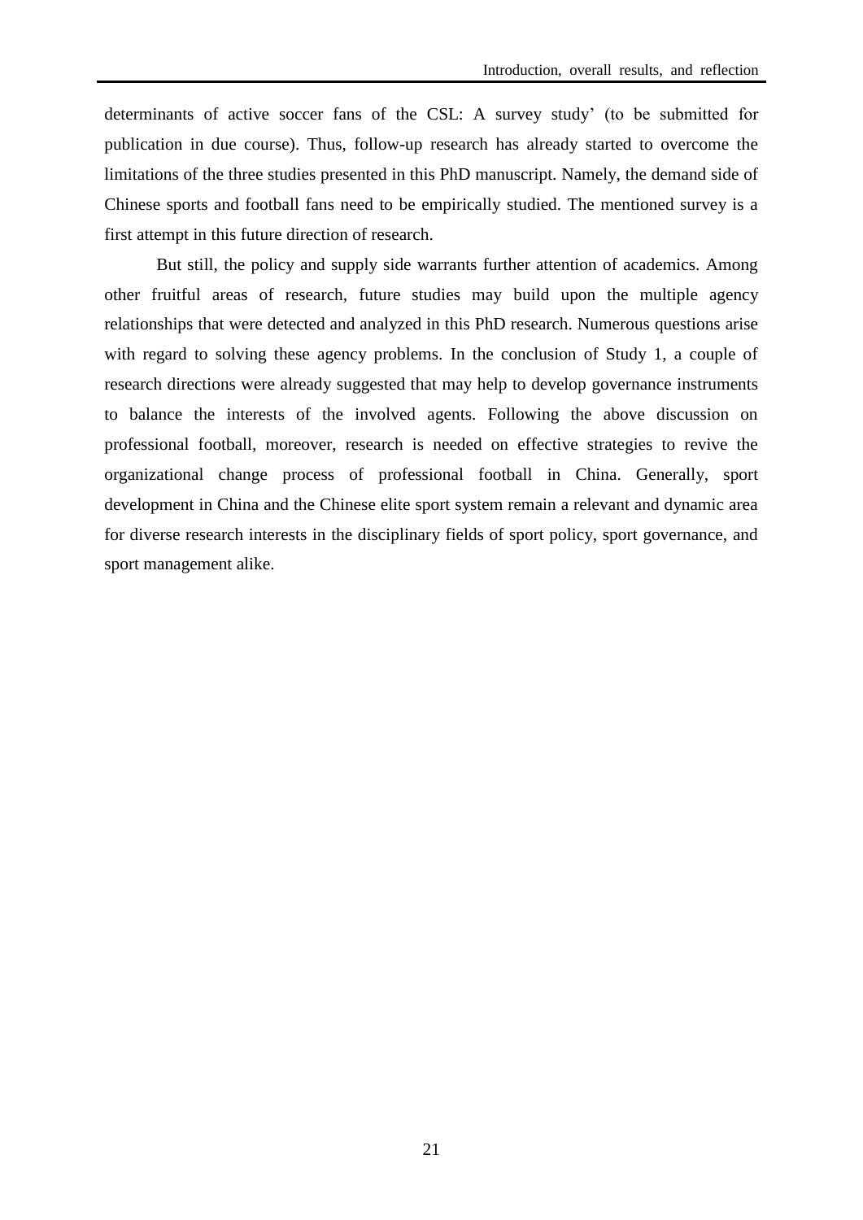determinants of active soccer fans of the CSL: A survey study' (to be submitted for publication in due course). Thus, follow-up research has already started to overcome the limitations of the three studies presented in this PhD manuscript. Namely, the demand side of Chinese sports and football fans need to be empirically studied. The mentioned survey is a first attempt in this future direction of research.

But still, the policy and supply side warrants further attention of academics. Among other fruitful areas of research, future studies may build upon the multiple agency relationships that were detected and analyzed in this PhD research. Numerous questions arise with regard to solving these agency problems. In the conclusion of Study 1, a couple of research directions were already suggested that may help to develop governance instruments to balance the interests of the involved agents. Following the above discussion on professional football, moreover, research is needed on effective strategies to revive the organizational change process of professional football in China. Generally, sport development in China and the Chinese elite sport system remain a relevant and dynamic area for diverse research interests in the disciplinary fields of sport policy, sport governance, and sport management alike.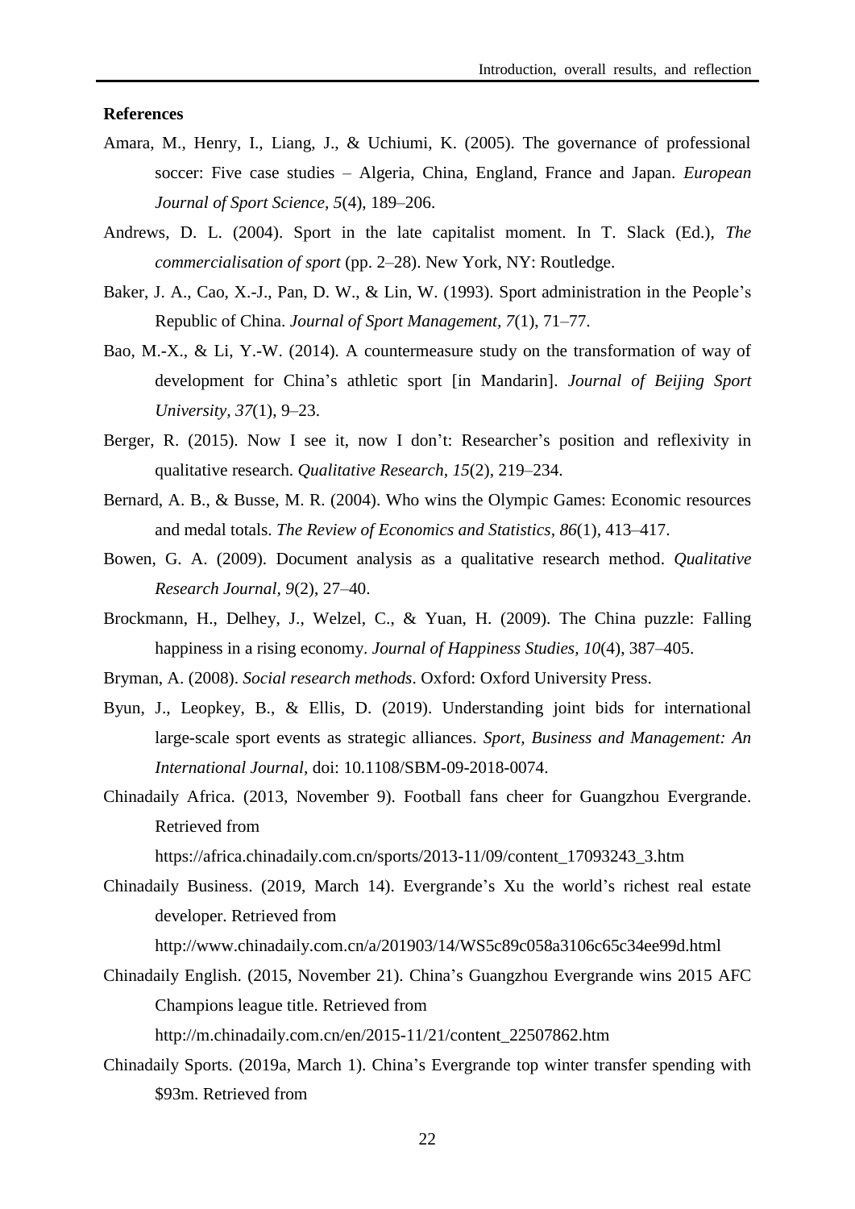**References**

Amara, M., Henry, I., Liang, J., & Uchiumi, K. (2005). The governance of professional soccer: Five case studies – Algeria, China, England, France and Japan. *European Journal of Sport Science, 5*(4), 189–206.

Andrews, D. L. (2004). Sport in the late capitalist moment. In T. Slack (Ed.), *The commercialisation of sport* (pp. 2–28). New York, NY: Routledge.

Baker, J. A., Cao, X.-J., Pan, D. W., & Lin, W. (1993). Sport administration in the People's Republic of China. *Journal of Sport Management, 7*(1), 71–77.

Bao, M.-X., & Li, Y.-W. (2014). A countermeasure study on the transformation of way of development for China's athletic sport [in Mandarin]. *Journal of Beijing Sport University, 37*(1), 9–23.

Berger, R. (2015). Now I see it, now I don't: Researcher's position and reflexivity in qualitative research. *Qualitative Research, 15*(2), 219–234.

Bernard, A. B., & Busse, M. R. (2004). Who wins the Olympic Games: Economic resources and medal totals. *The Review of Economics and Statistics, 86*(1), 413–417.

Bowen, G. A. (2009). Document analysis as a qualitative research method. *Qualitative Research Journal, 9*(2), 27–40.

Brockmann, H., Delhey, J., Welzel, C., & Yuan, H. (2009). The China puzzle: Falling happiness in a rising economy. *Journal of Happiness Studies, 10*(4), 387–405.

Bryman, A. (2008). *Social research methods*. Oxford: Oxford University Press.

Byun, J., Leopkey, B., & Ellis, D. (2019). Understanding joint bids for international large-scale sport events as strategic alliances. *Sport, Business and Management: An International Journal*, doi: 10.1108/SBM-09-2018-0074.

Chinadaily Africa. (2013, November 9). Football fans cheer for Guangzhou Evergrande. Retrieved from https://africa.chinadaily.com.cn/sports/2013-11/09/content_17093243_3.htm

Chinadaily Business. (2019, March 14). Evergrande's Xu the world's richest real estate developer. Retrieved from http://www.chinadaily.com.cn/a/201903/14/WS5c89c058a3106c65c34ee99d.html

Chinadaily English. (2015, November 21). China's Guangzhou Evergrande wins 2015 AFC Champions league title. Retrieved from http://m.chinadaily.com.cn/en/2015-11/21/content_22507862.htm

Chinadaily Sports. (2019a, March 1). China's Evergrande top winter transfer spending with $93m. Retrieved from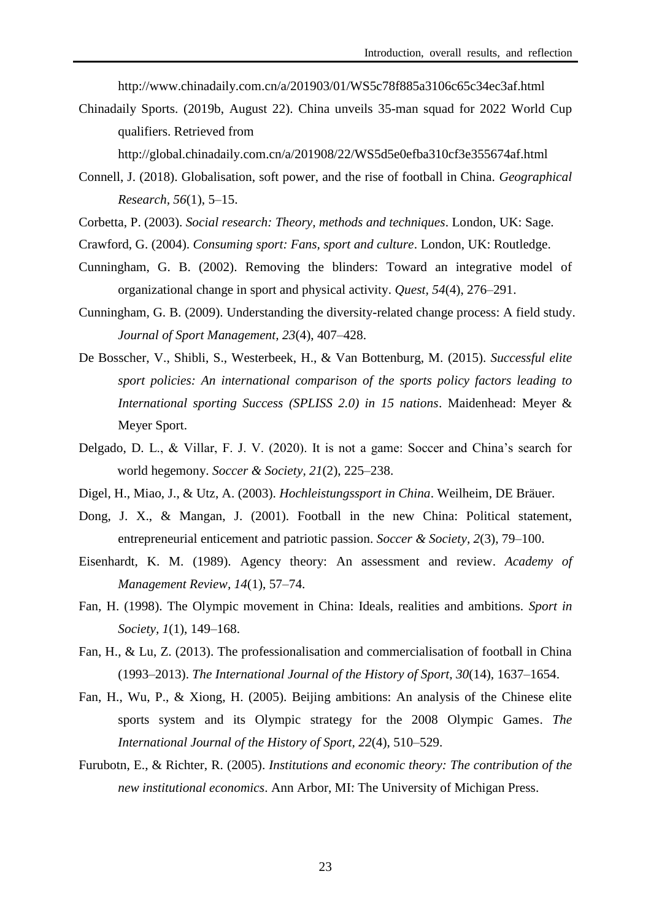http://www.chinadaily.com.cn/a/201903/01/WS5c78f885a3106c65c34ec3af.html

Chinadaily Sports. (2019b, August 22). China unveils 35-man squad for 2022 World Cup qualifiers. Retrieved from http://global.chinadaily.com.cn/a/201908/22/WS5d5e0efba310cf3e355674af.html

Connell, J. (2018). Globalisation, soft power, and the rise of football in China. *Geographical Research, 56*(1), 5–15.

Corbetta, P. (2003). *Social research: Theory, methods and techniques*. London, UK: Sage.

Crawford, G. (2004). *Consuming sport: Fans, sport and culture*. London, UK: Routledge.

Cunningham, G. B. (2002). Removing the blinders: Toward an integrative model of organizational change in sport and physical activity. *Quest, 54*(4), 276–291.

Cunningham, G. B. (2009). Understanding the diversity-related change process: A field study. *Journal of Sport Management, 23*(4), 407–428.

De Bosscher, V., Shibli, S., Westerbeek, H., & Van Bottenburg, M. (2015). *Successful elite sport policies: An international comparison of the sports policy factors leading to International sporting Success (SPLISS 2.0) in 15 nations*. Maidenhead: Meyer & Meyer Sport.

Delgado, D. L., & Villar, F. J. V. (2020). It is not a game: Soccer and China's search for world hegemony. *Soccer & Society, 21*(2), 225–238.

Digel, H., Miao, J., & Utz, A. (2003). *Hochleistungssport in China*. Weilheim, DE Bräuer.

Dong, J. X., & Mangan, J. (2001). Football in the new China: Political statement, entrepreneurial enticement and patriotic passion. *Soccer & Society, 2*(3), 79–100.

Eisenhardt, K. M. (1989). Agency theory: An assessment and review. *Academy of Management Review, 14*(1), 57–74.

Fan, H. (1998). The Olympic movement in China: Ideals, realities and ambitions. *Sport in Society, 1*(1), 149–168.

Fan, H., & Lu, Z. (2013). The professionalisation and commercialisation of football in China (1993–2013). *The International Journal of the History of Sport, 30*(14), 1637–1654.

Fan, H., Wu, P., & Xiong, H. (2005). Beijing ambitions: An analysis of the Chinese elite sports system and its Olympic strategy for the 2008 Olympic Games. *The International Journal of the History of Sport, 22*(4), 510–529.

Furubotn, E., & Richter, R. (2005). *Institutions and economic theory: The contribution of the new institutional economics*. Ann Arbor, MI: The University of Michigan Press.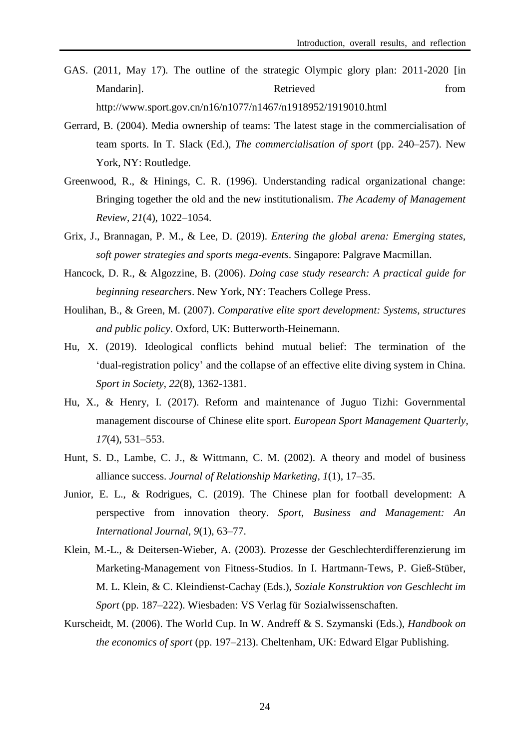GAS. (2011, May 17). The outline of the strategic Olympic glory plan: 2011-2020 [in Mandarin]. Retrieved from http://www.sport.gov.cn/n16/n1077/n1467/n1918952/1919010.html

Gerrard, B. (2004). Media ownership of teams: The latest stage in the commercialisation of team sports. In T. Slack (Ed.), *The commercialisation of sport* (pp. 240–257). New York, NY: Routledge.

Greenwood, R., & Hinings, C. R. (1996). Understanding radical organizational change: Bringing together the old and the new institutionalism. *The Academy of Management Review, 21*(4), 1022–1054.

Grix, J., Brannagan, P. M., & Lee, D. (2019). *Entering the global arena: Emerging states, soft power strategies and sports mega-events*. Singapore: Palgrave Macmillan.

Hancock, D. R., & Algozzine, B. (2006). *Doing case study research: A practical guide for beginning researchers*. New York, NY: Teachers College Press.

Houlihan, B., & Green, M. (2007). *Comparative elite sport development: Systems, structures and public policy*. Oxford, UK: Butterworth-Heinemann.

Hu, X. (2019). Ideological conflicts behind mutual belief: The termination of the 'dual-registration policy' and the collapse of an effective elite diving system in China. *Sport in Society*, *22*(8), 1362-1381.

Hu, X., & Henry, I. (2017). Reform and maintenance of Juguo Tizhi: Governmental management discourse of Chinese elite sport. *European Sport Management Quarterly, 17*(4), 531–553.

Hunt, S. D., Lambe, C. J., & Wittmann, C. M. (2002). A theory and model of business alliance success. *Journal of Relationship Marketing, 1*(1), 17–35.

Junior, E. L., & Rodrigues, C. (2019). The Chinese plan for football development: A perspective from innovation theory. *Sport, Business and Management: An International Journal*, *9*(1), 63–77.

Klein, M.-L., & Deitersen-Wieber, A. (2003). Prozesse der Geschlechterdifferenzierung im Marketing-Management von Fitness-Studios. In I. Hartmann-Tews, P. Gieß-Stüber, M. L. Klein, & C. Kleindienst-Cachay (Eds.), *Soziale Konstruktion von Geschlecht im Sport* (pp. 187–222). Wiesbaden: VS Verlag für Sozialwissenschaften.

Kurscheidt, M. (2006). The World Cup. In W. Andreff & S. Szymanski (Eds.), *Handbook on the economics of sport* (pp. 197–213). Cheltenham, UK: Edward Elgar Publishing.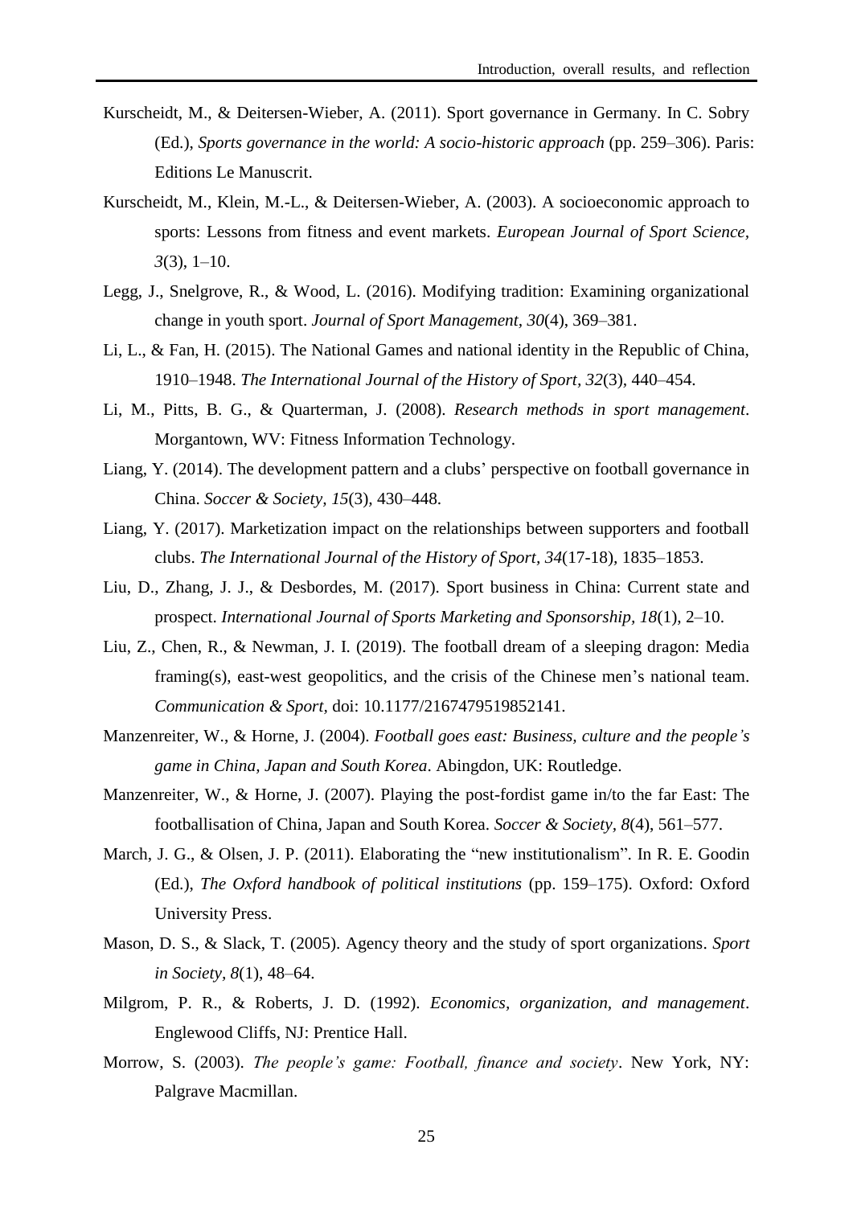Kurscheidt, M., & Deitersen-Wieber, A. (2011). Sport governance in Germany. In C. Sobry (Ed.), *Sports governance in the world: A socio-historic approach* (pp. 259–306). Paris: Editions Le Manuscrit.

Kurscheidt, M., Klein, M.-L., & Deitersen-Wieber, A. (2003). A socioeconomic approach to sports: Lessons from fitness and event markets. *European Journal of Sport Science*, *3*(3), 1–10.

Legg, J., Snelgrove, R., & Wood, L. (2016). Modifying tradition: Examining organizational change in youth sport. *Journal of Sport Management*, *30*(4), 369–381.

Li, L., & Fan, H. (2015). The National Games and national identity in the Republic of China, 1910–1948. *The International Journal of the History of Sport, 32*(3), 440–454.

Li, M., Pitts, B. G., & Quarterman, J. (2008). *Research methods in sport management*. Morgantown, WV: Fitness Information Technology.

Liang, Y. (2014). The development pattern and a clubs' perspective on football governance in China. *Soccer & Society*, *15*(3), 430–448.

Liang, Y. (2017). Marketization impact on the relationships between supporters and football clubs. *The International Journal of the History of Sport*, *34*(17-18), 1835–1853.

Liu, D., Zhang, J. J., & Desbordes, M. (2017). Sport business in China: Current state and prospect. *International Journal of Sports Marketing and Sponsorship*, *18*(1), 2–10.

Liu, Z., Chen, R., & Newman, J. I. (2019). The football dream of a sleeping dragon: Media framing(s), east-west geopolitics, and the crisis of the Chinese men's national team. *Communication & Sport*, doi: 10.1177/2167479519852141.

Manzenreiter, W., & Horne, J. (2004). *Football goes east: Business, culture and the people's game in China, Japan and South Korea*. Abingdon, UK: Routledge.

Manzenreiter, W., & Horne, J. (2007). Playing the post-fordist game in/to the far East: The footballisation of China, Japan and South Korea. *Soccer & Society*, *8*(4), 561–577.

March, J. G., & Olsen, J. P. (2011). Elaborating the "new institutionalism". In R. E. Goodin (Ed.), *The Oxford handbook of political institutions* (pp. 159–175). Oxford: Oxford University Press.

Mason, D. S., & Slack, T. (2005). Agency theory and the study of sport organizations. *Sport in Society, 8*(1), 48–64.

Milgrom, P. R., & Roberts, J. D. (1992). *Economics, organization, and management*. Englewood Cliffs, NJ: Prentice Hall.

Morrow, S. (2003). *The people's game: Football, finance and society*. New York, NY: Palgrave Macmillan.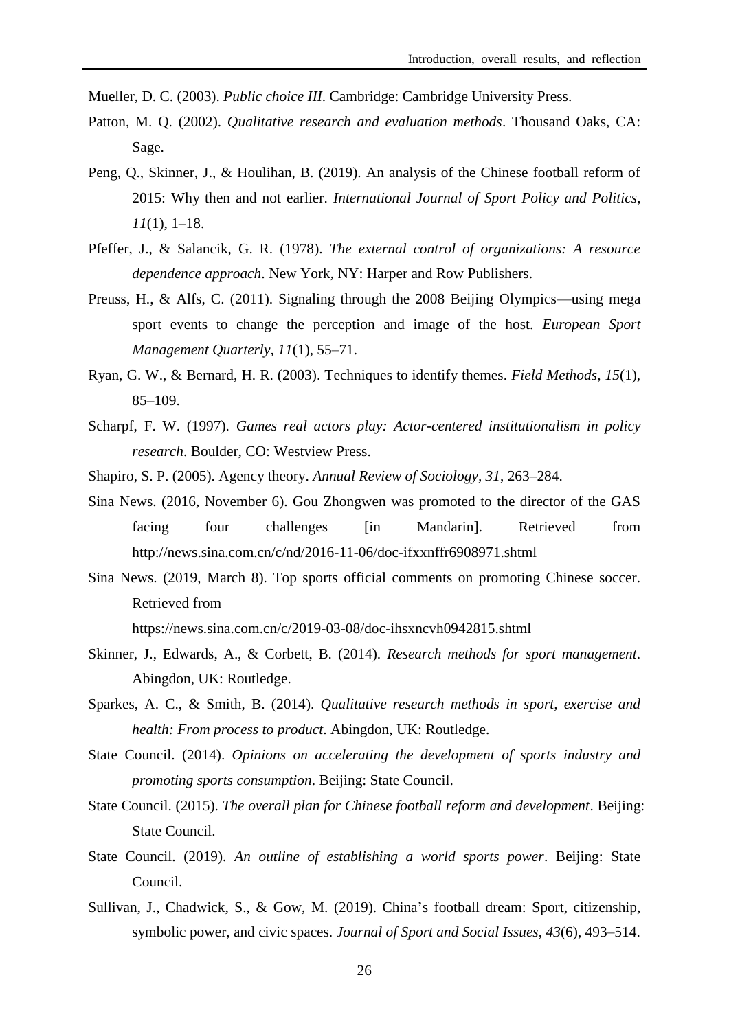Mueller, D. C. (2003). *Public choice III*. Cambridge: Cambridge University Press.

Patton, M. Q. (2002). *Qualitative research and evaluation methods*. Thousand Oaks, CA: Sage.

Peng, Q., Skinner, J., & Houlihan, B. (2019). An analysis of the Chinese football reform of 2015: Why then and not earlier. *International Journal of Sport Policy and Politics, 11*(1), 1–18.

Pfeffer, J., & Salancik, G. R. (1978). *The external control of organizations: A resource dependence approach*. New York, NY: Harper and Row Publishers.

Preuss, H., & Alfs, C. (2011). Signaling through the 2008 Beijing Olympics—using mega sport events to change the perception and image of the host. *European Sport Management Quarterly, 11*(1), 55–71.

Ryan, G. W., & Bernard, H. R. (2003). Techniques to identify themes. *Field Methods, 15*(1), 85–109.

Scharpf, F. W. (1997). *Games real actors play: Actor-centered institutionalism in policy research*. Boulder, CO: Westview Press.

Shapiro, S. P. (2005). Agency theory. *Annual Review of Sociology, 31*, 263–284.

Sina News. (2016, November 6). Gou Zhongwen was promoted to the director of the GAS facing four challenges [in Mandarin]. Retrieved from http://news.sina.com.cn/c/nd/2016-11-06/doc-ifxxnffr6908971.shtml

Sina News. (2019, March 8). Top sports official comments on promoting Chinese soccer. Retrieved from https://news.sina.com.cn/c/2019-03-08/doc-ihsxncvh0942815.shtml

Skinner, J., Edwards, A., & Corbett, B. (2014). *Research methods for sport management*. Abingdon, UK: Routledge.

Sparkes, A. C., & Smith, B. (2014). *Qualitative research methods in sport, exercise and health: From process to product*. Abingdon, UK: Routledge.

State Council. (2014). *Opinions on accelerating the development of sports industry and promoting sports consumption*. Beijing: State Council.

State Council. (2015). *The overall plan for Chinese football reform and development*. Beijing: State Council.

State Council. (2019). *An outline of establishing a world sports power*. Beijing: State Council.

Sullivan, J., Chadwick, S., & Gow, M. (2019). China's football dream: Sport, citizenship, symbolic power, and civic spaces. *Journal of Sport and Social Issues, 43*(6), 493–514.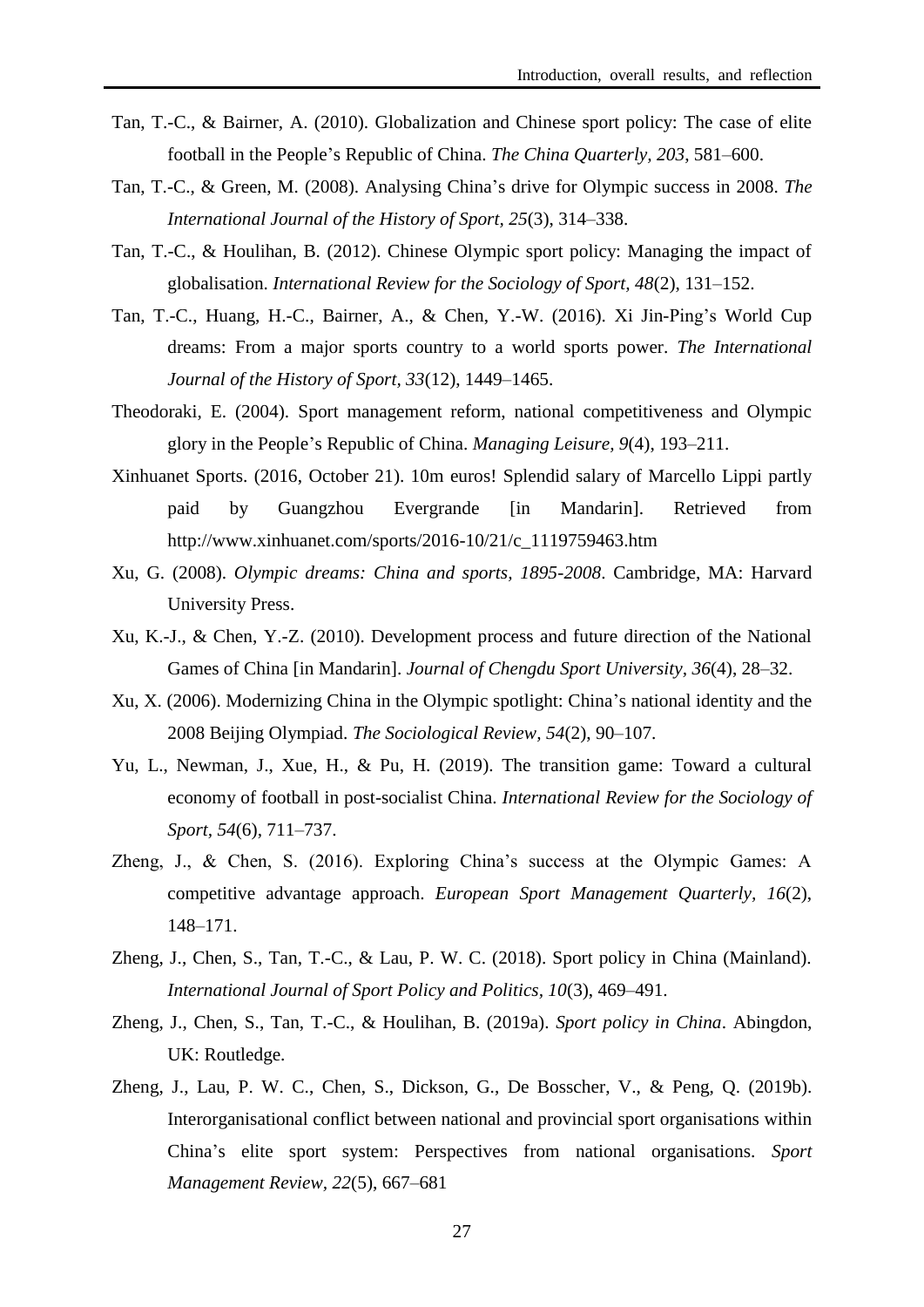Tan, T.-C., & Bairner, A. (2010). Globalization and Chinese sport policy: The case of elite football in the People's Republic of China. *The China Quarterly, 203*, 581–600.

Tan, T.-C., & Green, M. (2008). Analysing China's drive for Olympic success in 2008. *The International Journal of the History of Sport, 25*(3), 314–338.

Tan, T.-C., & Houlihan, B. (2012). Chinese Olympic sport policy: Managing the impact of globalisation. *International Review for the Sociology of Sport, 48*(2), 131–152.

Tan, T.-C., Huang, H.-C., Bairner, A., & Chen, Y.-W. (2016). Xi Jin-Ping's World Cup dreams: From a major sports country to a world sports power. *The International Journal of the History of Sport, 33*(12), 1449–1465.

Theodoraki, E. (2004). Sport management reform, national competitiveness and Olympic glory in the People's Republic of China. *Managing Leisure, 9*(4), 193–211.

Xinhuanet Sports. (2016, October 21). 10m euros! Splendid salary of Marcello Lippi partly paid by Guangzhou Evergrande [in Mandarin]. Retrieved from http://www.xinhuanet.com/sports/2016-10/21/c_1119759463.htm

Xu, G. (2008). *Olympic dreams: China and sports, 1895-2008*. Cambridge, MA: Harvard University Press.

Xu, K.-J., & Chen, Y.-Z. (2010). Development process and future direction of the National Games of China [in Mandarin]. *Journal of Chengdu Sport University, 36*(4), 28–32.

Xu, X. (2006). Modernizing China in the Olympic spotlight: China's national identity and the 2008 Beijing Olympiad. *The Sociological Review, 54*(2), 90–107.

Yu, L., Newman, J., Xue, H., & Pu, H. (2019). The transition game: Toward a cultural economy of football in post-socialist China. *International Review for the Sociology of Sport, 54*(6), 711–737.

Zheng, J., & Chen, S. (2016). Exploring China's success at the Olympic Games: A competitive advantage approach. *European Sport Management Quarterly, 16*(2), 148–171.

Zheng, J., Chen, S., Tan, T.-C., & Lau, P. W. C. (2018). Sport policy in China (Mainland). *International Journal of Sport Policy and Politics, 10*(3), 469–491.

Zheng, J., Chen, S., Tan, T.-C., & Houlihan, B. (2019a). *Sport policy in China*. Abingdon, UK: Routledge.

Zheng, J., Lau, P. W. C., Chen, S., Dickson, G., De Bosscher, V., & Peng, Q. (2019b). Interorganisational conflict between national and provincial sport organisations within China's elite sport system: Perspectives from national organisations. *Sport Management Review, 22*(5), 667–681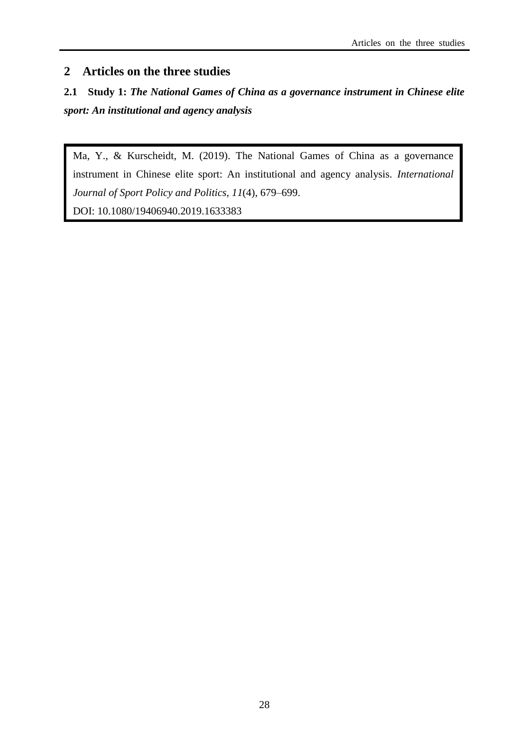# 2 Articles on the three studies

## 2.1 Study 1: *The National Games of China as a governance instrument in Chinese elite sport: An institutional and agency analysis*

Ma, Y., & Kurscheidt, M. (2019). The National Games of China as a governance instrument in Chinese elite sport: An institutional and agency analysis. *International Journal of Sport Policy and Politics, 11*(4), 679–699.
DOI: 10.1080/19406940.2019.1633383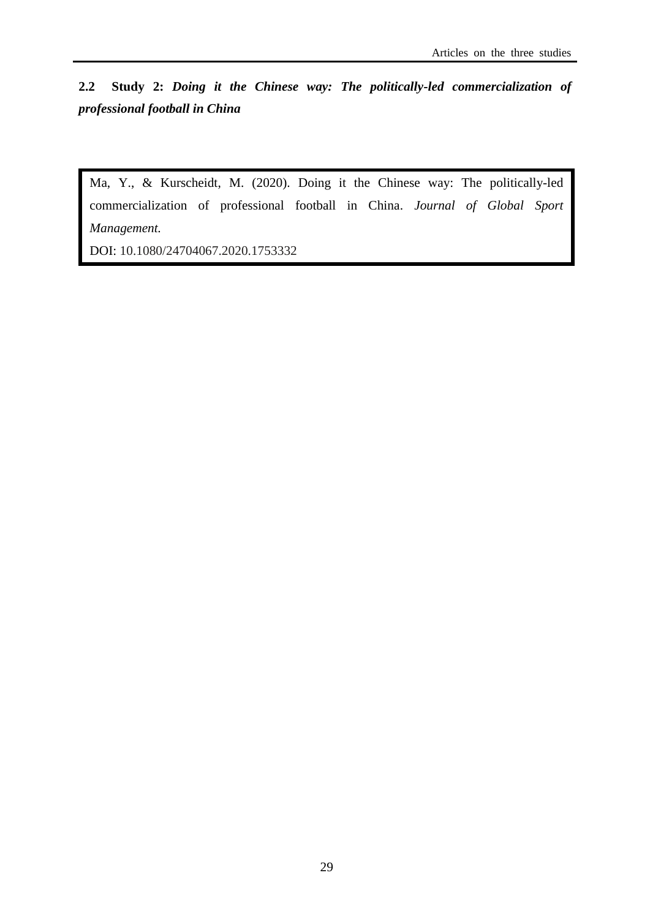## 2.2 Study 2: *Doing it the Chinese way: The politically-led commercialization of professional football in China*

Ma, Y., & Kurscheidt, M. (2020). Doing it the Chinese way: The politically-led commercialization of professional football in China. *Journal of Global Sport Management.*

DOI: 10.1080/24704067.2020.1753332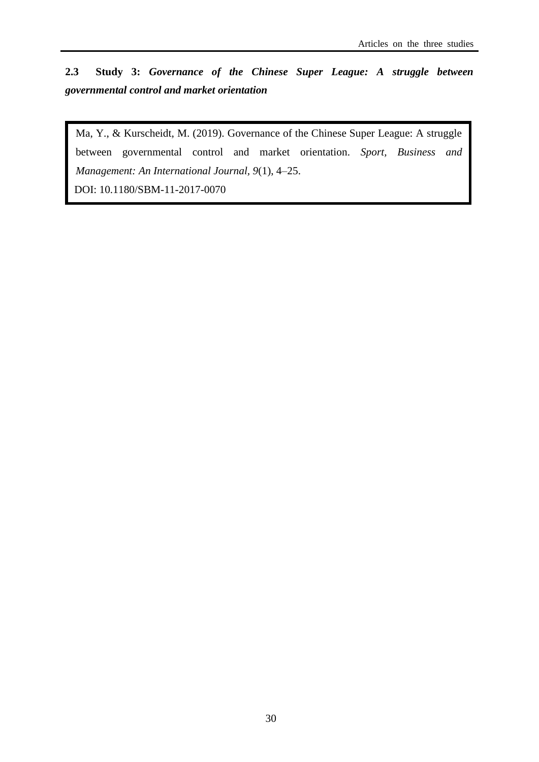## 2.3 Study 3: *Governance of the Chinese Super League: A struggle between governmental control and market orientation*

Ma, Y., & Kurscheidt, M. (2019). Governance of the Chinese Super League: A struggle between governmental control and market orientation. *Sport, Business and Management: An International Journal, 9*(1), 4–25.
DOI: 10.1180/SBM-11-2017-0070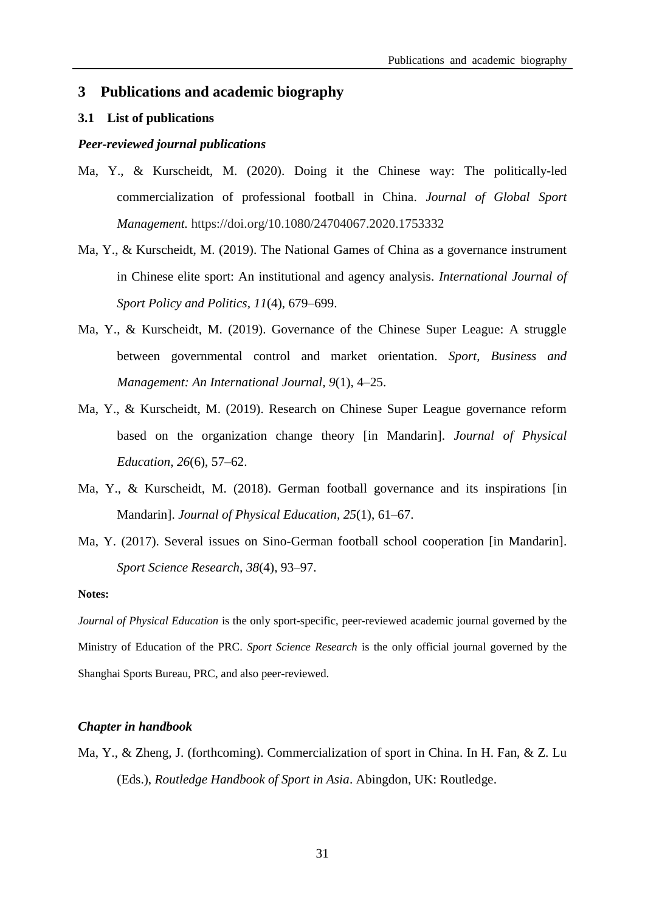# 3 Publications and academic biography

## 3.1 List of publications

***Peer-reviewed journal publications***

Ma, Y., & Kurscheidt, M. (2020). Doing it the Chinese way: The politically-led commercialization of professional football in China. *Journal of Global Sport Management.* https://doi.org/10.1080/24704067.2020.1753332

Ma, Y., & Kurscheidt, M. (2019). The National Games of China as a governance instrument in Chinese elite sport: An institutional and agency analysis. *International Journal of Sport Policy and Politics*, *11*(4), 679–699.

Ma, Y., & Kurscheidt, M. (2019). Governance of the Chinese Super League: A struggle between governmental control and market orientation. *Sport, Business and Management: An International Journal*, *9*(1), 4–25.

Ma, Y., & Kurscheidt, M. (2019). Research on Chinese Super League governance reform based on the organization change theory [in Mandarin]. *Journal of Physical Education*, *26*(6), 57–62.

Ma, Y., & Kurscheidt, M. (2018). German football governance and its inspirations [in Mandarin]. *Journal of Physical Education, 25*(1), 61–67.

Ma, Y. (2017). Several issues on Sino-German football school cooperation [in Mandarin]. *Sport Science Research*, *38*(4), 93–97.

**Notes:**

*Journal of Physical Education* is the only sport-specific, peer-reviewed academic journal governed by the Ministry of Education of the PRC. *Sport Science Research* is the only official journal governed by the Shanghai Sports Bureau, PRC, and also peer-reviewed.

***Chapter in handbook***

Ma, Y., & Zheng, J. (forthcoming). Commercialization of sport in China. In H. Fan, & Z. Lu (Eds.), *Routledge Handbook of Sport in Asia*. Abingdon, UK: Routledge.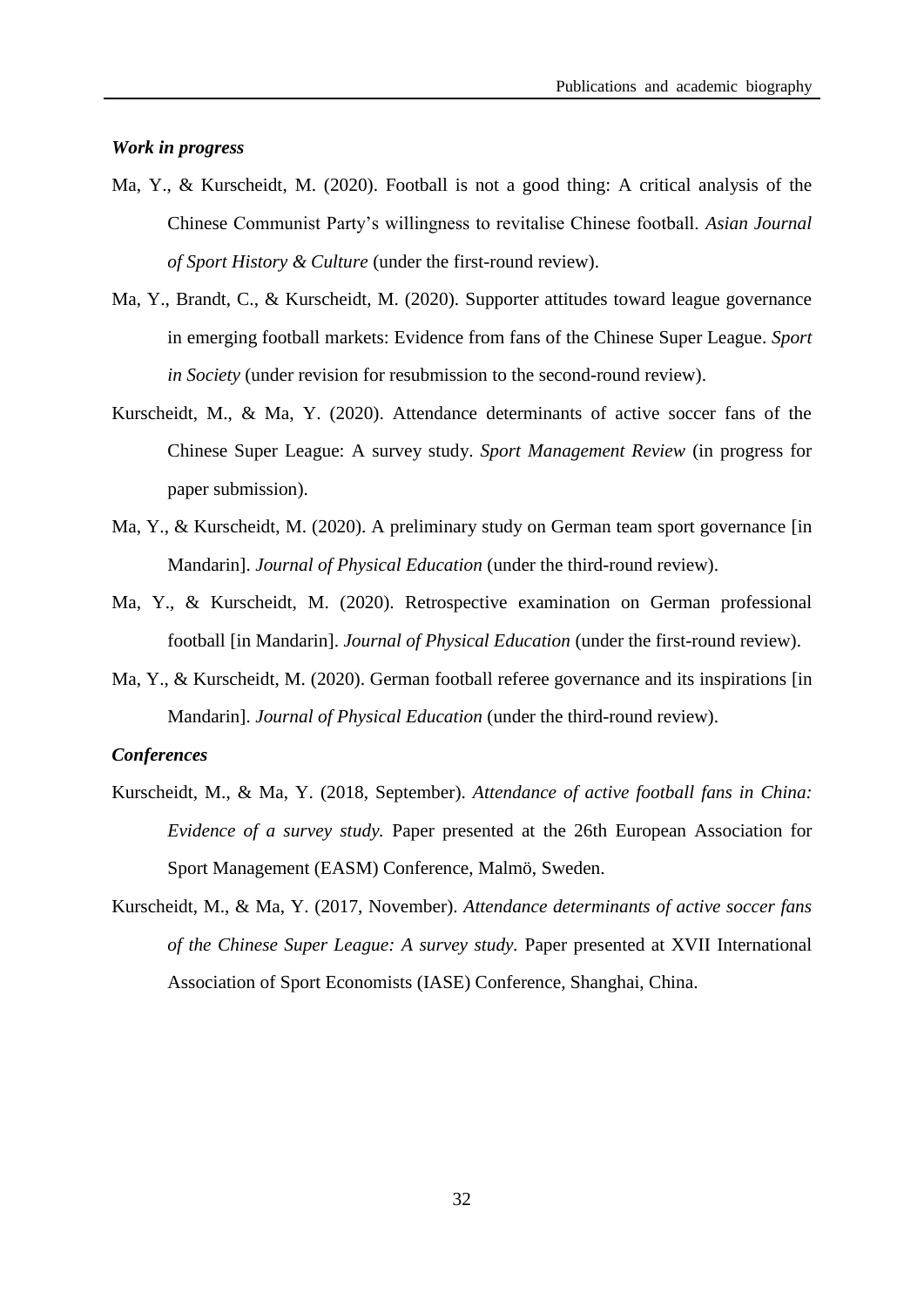***Work in progress***

Ma, Y., & Kurscheidt, M. (2020). Football is not a good thing: A critical analysis of the Chinese Communist Party's willingness to revitalise Chinese football. *Asian Journal of Sport History & Culture* (under the first-round review).

Ma, Y., Brandt, C., & Kurscheidt, M. (2020). Supporter attitudes toward league governance in emerging football markets: Evidence from fans of the Chinese Super League. *Sport in Society* (under revision for resubmission to the second-round review).

Kurscheidt, M., & Ma, Y. (2020). Attendance determinants of active soccer fans of the Chinese Super League: A survey study. *Sport Management Review* (in progress for paper submission).

Ma, Y., & Kurscheidt, M. (2020). A preliminary study on German team sport governance [in Mandarin]. *Journal of Physical Education* (under the third-round review).

Ma, Y., & Kurscheidt, M. (2020). Retrospective examination on German professional football [in Mandarin]. *Journal of Physical Education* (under the first-round review).

Ma, Y., & Kurscheidt, M. (2020). German football referee governance and its inspirations [in Mandarin]. *Journal of Physical Education* (under the third-round review).

***Conferences***

Kurscheidt, M., & Ma, Y. (2018, September). *Attendance of active football fans in China: Evidence of a survey study.* Paper presented at the 26th European Association for Sport Management (EASM) Conference, Malmö, Sweden.

Kurscheidt, M., & Ma, Y. (2017, November). *Attendance determinants of active soccer fans of the Chinese Super League: A survey study.* Paper presented at XVII International Association of Sport Economists (IASE) Conference, Shanghai, China.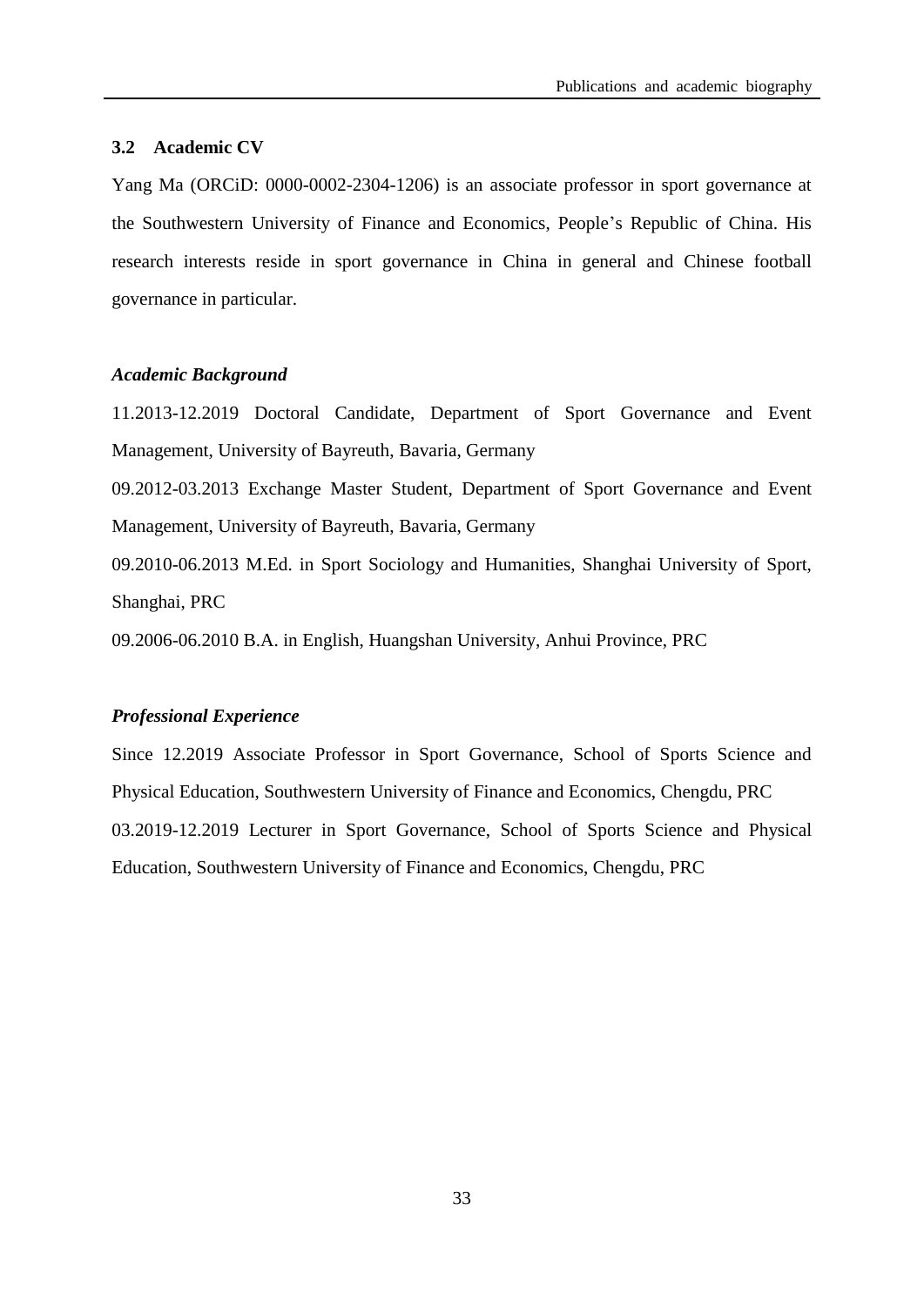## 3.2 Academic CV

Yang Ma (ORCiD: 0000-0002-2304-1206) is an associate professor in sport governance at the Southwestern University of Finance and Economics, People's Republic of China. His research interests reside in sport governance in China in general and Chinese football governance in particular.

### *Academic Background*

11.2013-12.2019 Doctoral Candidate, Department of Sport Governance and Event Management, University of Bayreuth, Bavaria, Germany

09.2012-03.2013 Exchange Master Student, Department of Sport Governance and Event Management, University of Bayreuth, Bavaria, Germany

09.2010-06.2013 M.Ed. in Sport Sociology and Humanities, Shanghai University of Sport, Shanghai, PRC

09.2006-06.2010 B.A. in English, Huangshan University, Anhui Province, PRC

### *Professional Experience*

Since 12.2019 Associate Professor in Sport Governance, School of Sports Science and Physical Education, Southwestern University of Finance and Economics, Chengdu, PRC

03.2019-12.2019 Lecturer in Sport Governance, School of Sports Science and Physical Education, Southwestern University of Finance and Economics, Chengdu, PRC